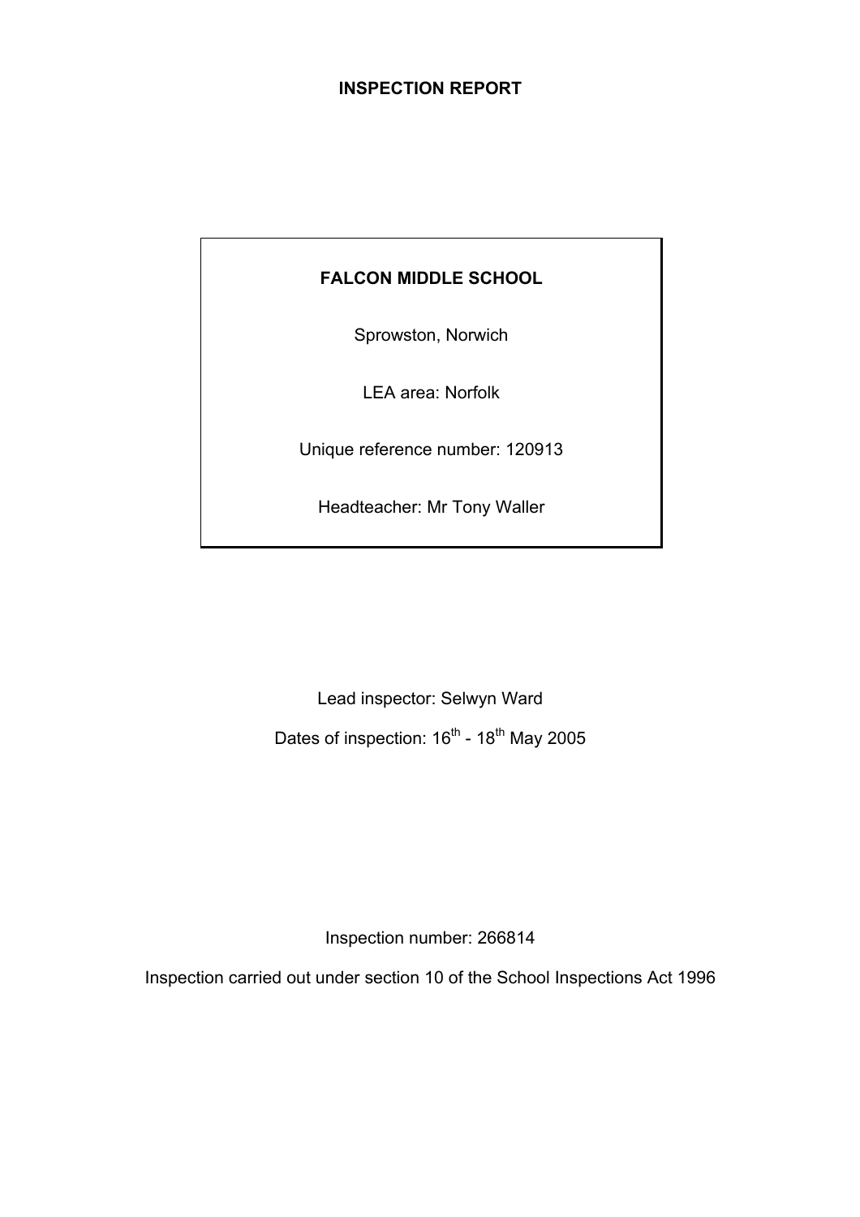# INSPECTION REPORT

**FALCON MIDDLE SCHOOL**

Sprowston, Norwich

LEA area: Norfolk

Unique reference number: 120913

Headteacher: Mr Tony Waller

Lead inspector: Selwyn Ward

Dates of inspection: 16th - 18th May 2005

Inspection number: 266814

Inspection carried out under section 10 of the School Inspections Act 1996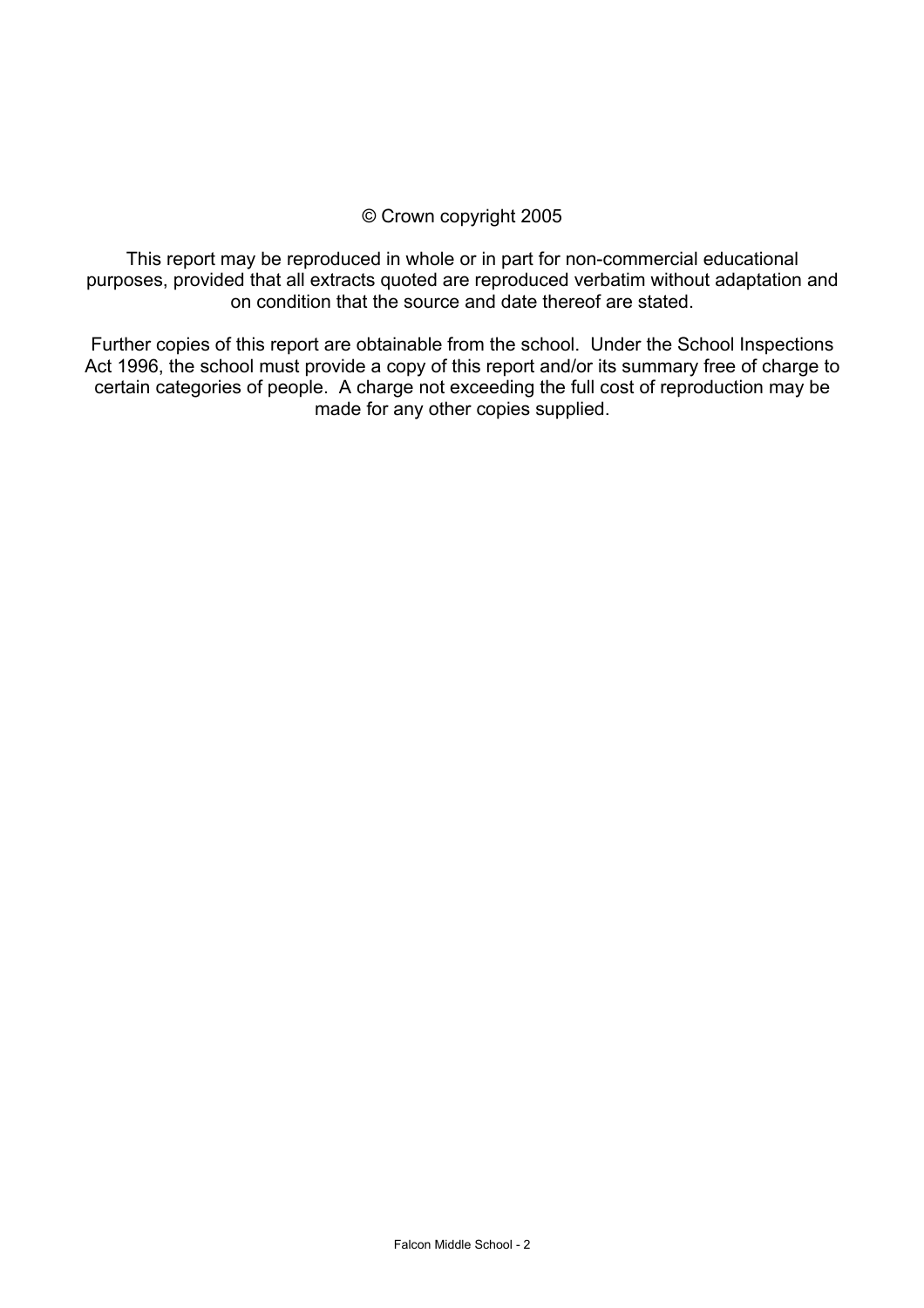© Crown copyright 2005

This report may be reproduced in whole or in part for non-commercial educational purposes, provided that all extracts quoted are reproduced verbatim without adaptation and on condition that the source and date thereof are stated.

Further copies of this report are obtainable from the school. Under the School Inspections Act 1996, the school must provide a copy of this report and/or its summary free of charge to certain categories of people. A charge not exceeding the full cost of reproduction may be made for any other copies supplied.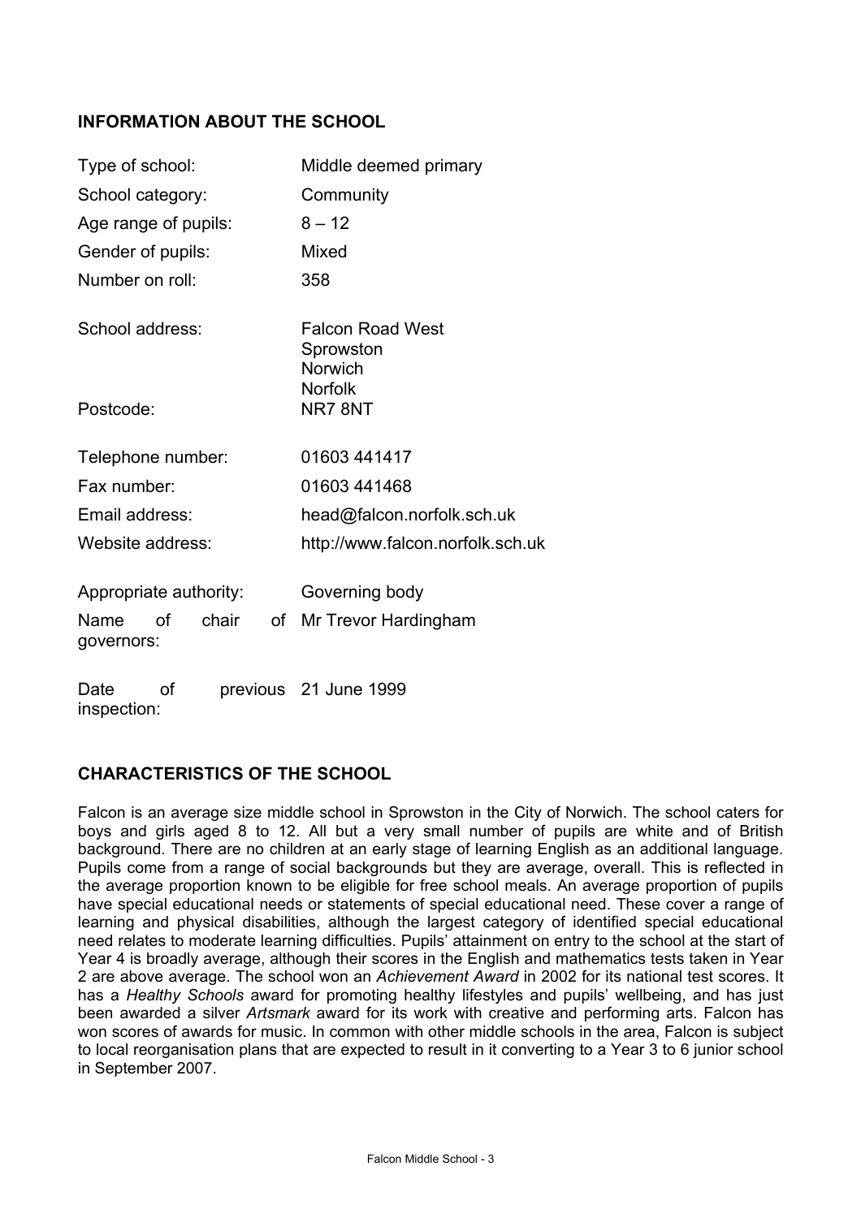## INFORMATION ABOUT THE SCHOOL

| | |
|---|---|
| Type of school: | Middle deemed primary |
| School category: | Community |
| Age range of pupils: | 8 – 12 |
| Gender of pupils: | Mixed |
| Number on roll: | 358 |
| School address: | Falcon Road West<br>Sprowston<br>Norwich<br>Norfolk |
| Postcode: | NR7 8NT |
| Telephone number: | 01603 441417 |
| Fax number: | 01603 441468 |
| Email address: | head@falcon.norfolk.sch.uk |
| Website address: | http://www.falcon.norfolk.sch.uk |
| Appropriate authority: | Governing body |
| Name of chair of governors: | Mr Trevor Hardingham |
| Date of previous inspection: | 21 June 1999 |

## CHARACTERISTICS OF THE SCHOOL

Falcon is an average size middle school in Sprowston in the City of Norwich. The school caters for boys and girls aged 8 to 12. All but a very small number of pupils are white and of British background. There are no children at an early stage of learning English as an additional language. Pupils come from a range of social backgrounds but they are average, overall. This is reflected in the average proportion known to be eligible for free school meals. An average proportion of pupils have special educational needs or statements of special educational need. These cover a range of learning and physical disabilities, although the largest category of identified special educational need relates to moderate learning difficulties. Pupils' attainment on entry to the school at the start of Year 4 is broadly average, although their scores in the English and mathematics tests taken in Year 2 are above average. The school won an *Achievement Award* in 2002 for its national test scores. It has a *Healthy Schools* award for promoting healthy lifestyles and pupils' wellbeing, and has just been awarded a silver *Artsmark* award for its work with creative and performing arts. Falcon has won scores of awards for music. In common with other middle schools in the area, Falcon is subject to local reorganisation plans that are expected to result in it converting to a Year 3 to 6 junior school in September 2007.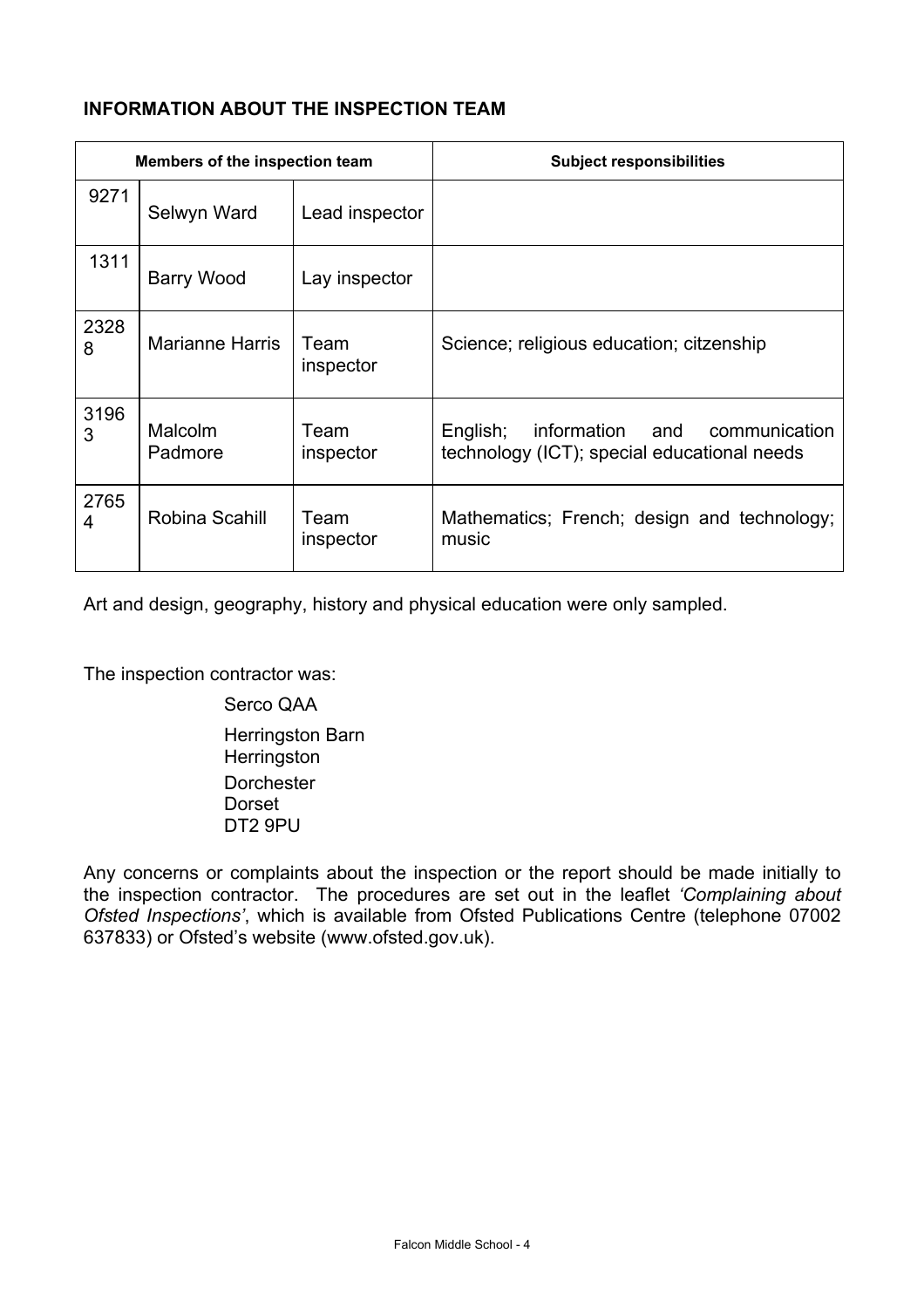## INFORMATION ABOUT THE INSPECTION TEAM

| Members of the inspection team | | | Subject responsibilities |
|---|---|---|---|
| 9271 | Selwyn Ward | Lead inspector | |
| 1311 | Barry Wood | Lay inspector | |
| 23288 | Marianne Harris | Team inspector | Science; religious education; citzenship |
| 31963 | Malcolm Padmore | Team inspector | English; information and communication technology (ICT); special educational needs |
| 27654 | Robina Scahill | Team inspector | Mathematics; French; design and technology; music |

Art and design, geography, history and physical education were only sampled.

The inspection contractor was:

Serco QAA

Herringston Barn
Herringston
Dorchester
Dorset
DT2 9PU

Any concerns or complaints about the inspection or the report should be made initially to the inspection contractor. The procedures are set out in the leaflet *'Complaining about Ofsted Inspections'*, which is available from Ofsted Publications Centre (telephone 07002 637833) or Ofsted's website (www.ofsted.gov.uk).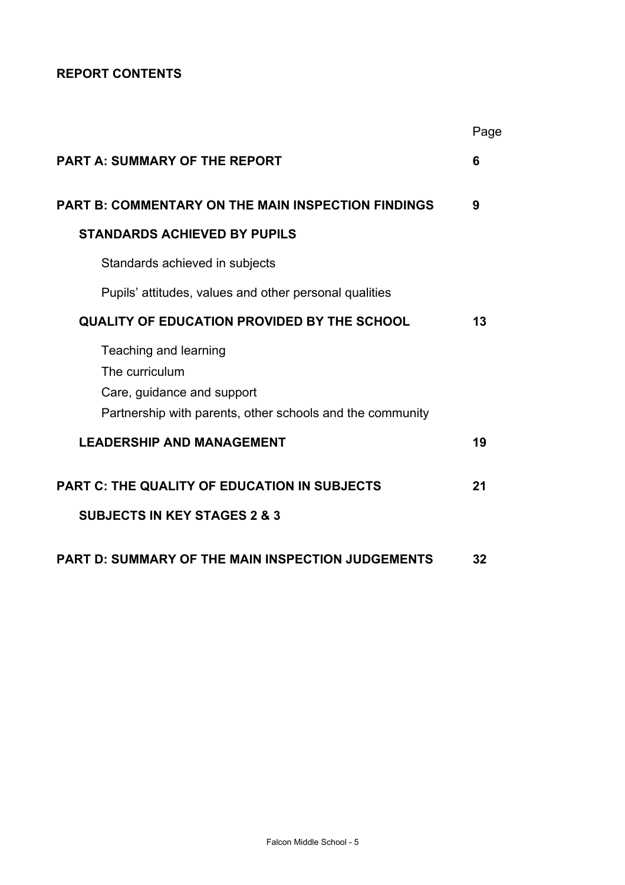## REPORT CONTENTS

| | Page |
|---|---|
| **PART A: SUMMARY OF THE REPORT** | **6** |
| **PART B: COMMENTARY ON THE MAIN INSPECTION FINDINGS** | **9** |
| **STANDARDS ACHIEVED BY PUPILS** | |
| Standards achieved in subjects | |
| Pupils' attitudes, values and other personal qualities | |
| **QUALITY OF EDUCATION PROVIDED BY THE SCHOOL** | **13** |
| Teaching and learning | |
| The curriculum | |
| Care, guidance and support | |
| Partnership with parents, other schools and the community | |
| **LEADERSHIP AND MANAGEMENT** | **19** |
| **PART C: THE QUALITY OF EDUCATION IN SUBJECTS** | **21** |
| **SUBJECTS IN KEY STAGES 2 & 3** | |
| **PART D: SUMMARY OF THE MAIN INSPECTION JUDGEMENTS** | **32** |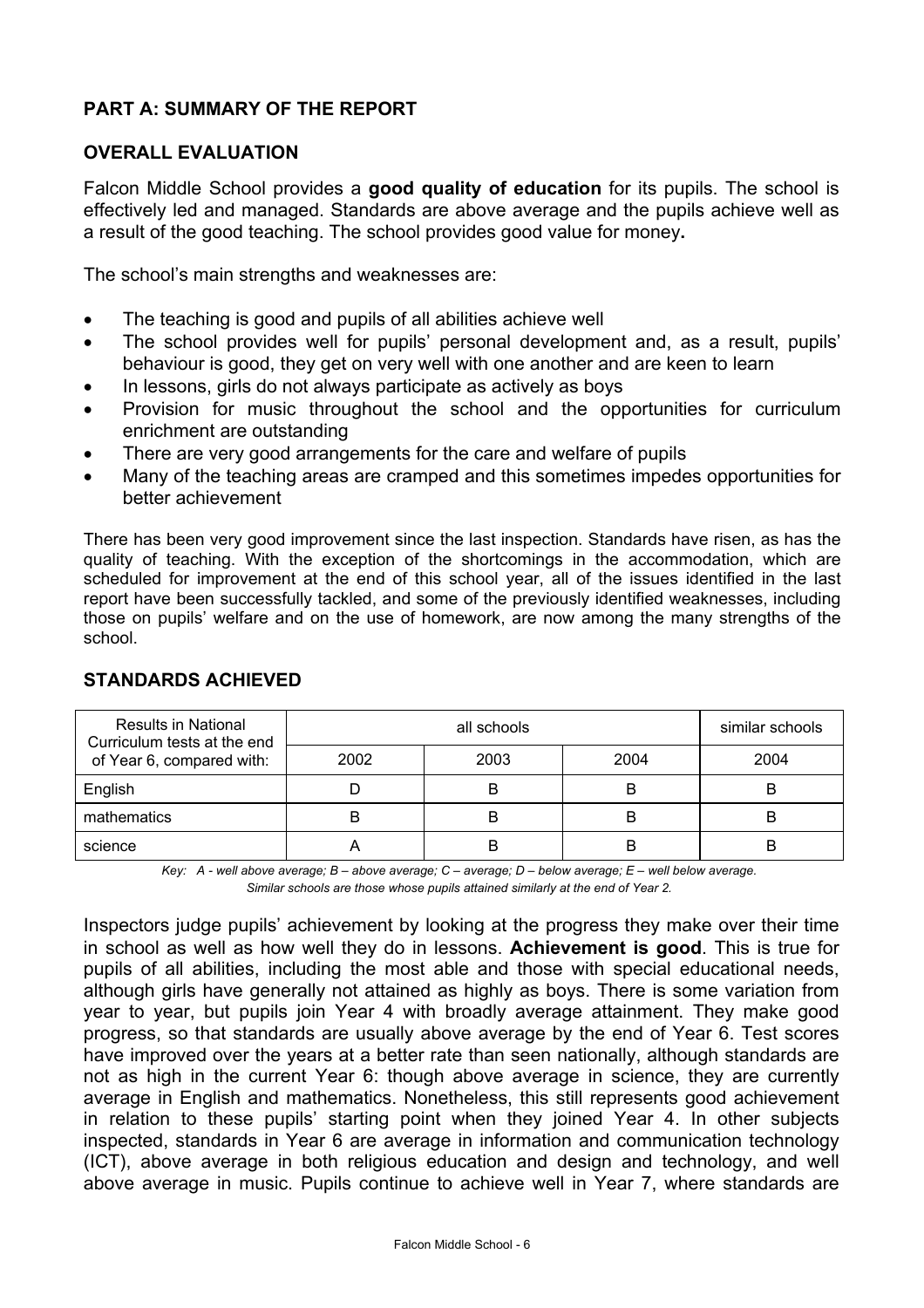## PART A: SUMMARY OF THE REPORT

### OVERALL EVALUATION

Falcon Middle School provides a **good quality of education** for its pupils. The school is effectively led and managed. Standards are above average and the pupils achieve well as a result of the good teaching. The school provides good value for money**.**

The school's main strengths and weaknesses are:

- The teaching is good and pupils of all abilities achieve well
- The school provides well for pupils' personal development and, as a result, pupils' behaviour is good, they get on very well with one another and are keen to learn
- In lessons, girls do not always participate as actively as boys
- Provision for music throughout the school and the opportunities for curriculum enrichment are outstanding
- There are very good arrangements for the care and welfare of pupils
- Many of the teaching areas are cramped and this sometimes impedes opportunities for better achievement

There has been very good improvement since the last inspection. Standards have risen, as has the quality of teaching. With the exception of the shortcomings in the accommodation, which are scheduled for improvement at the end of this school year, all of the issues identified in the last report have been successfully tackled, and some of the previously identified weaknesses, including those on pupils' welfare and on the use of homework, are now among the many strengths of the school.

### STANDARDS ACHIEVED

| Results in National Curriculum tests at the end of Year 6, compared with: | all schools | | | similar schools |
|---|---|---|---|---|
| | 2002 | 2003 | 2004 | 2004 |
| English | D | B | B | B |
| mathematics | B | B | B | B |
| science | A | B | B | B |

*Key: A - well above average; B – above average; C – average; D – below average; E – well below average. Similar schools are those whose pupils attained similarly at the end of Year 2.*

Inspectors judge pupils' achievement by looking at the progress they make over their time in school as well as how well they do in lessons. **Achievement is good**. This is true for pupils of all abilities, including the most able and those with special educational needs, although girls have generally not attained as highly as boys. There is some variation from year to year, but pupils join Year 4 with broadly average attainment. They make good progress, so that standards are usually above average by the end of Year 6. Test scores have improved over the years at a better rate than seen nationally, although standards are not as high in the current Year 6: though above average in science, they are currently average in English and mathematics. Nonetheless, this still represents good achievement in relation to these pupils' starting point when they joined Year 4. In other subjects inspected, standards in Year 6 are average in information and communication technology (ICT), above average in both religious education and design and technology, and well above average in music. Pupils continue to achieve well in Year 7, where standards are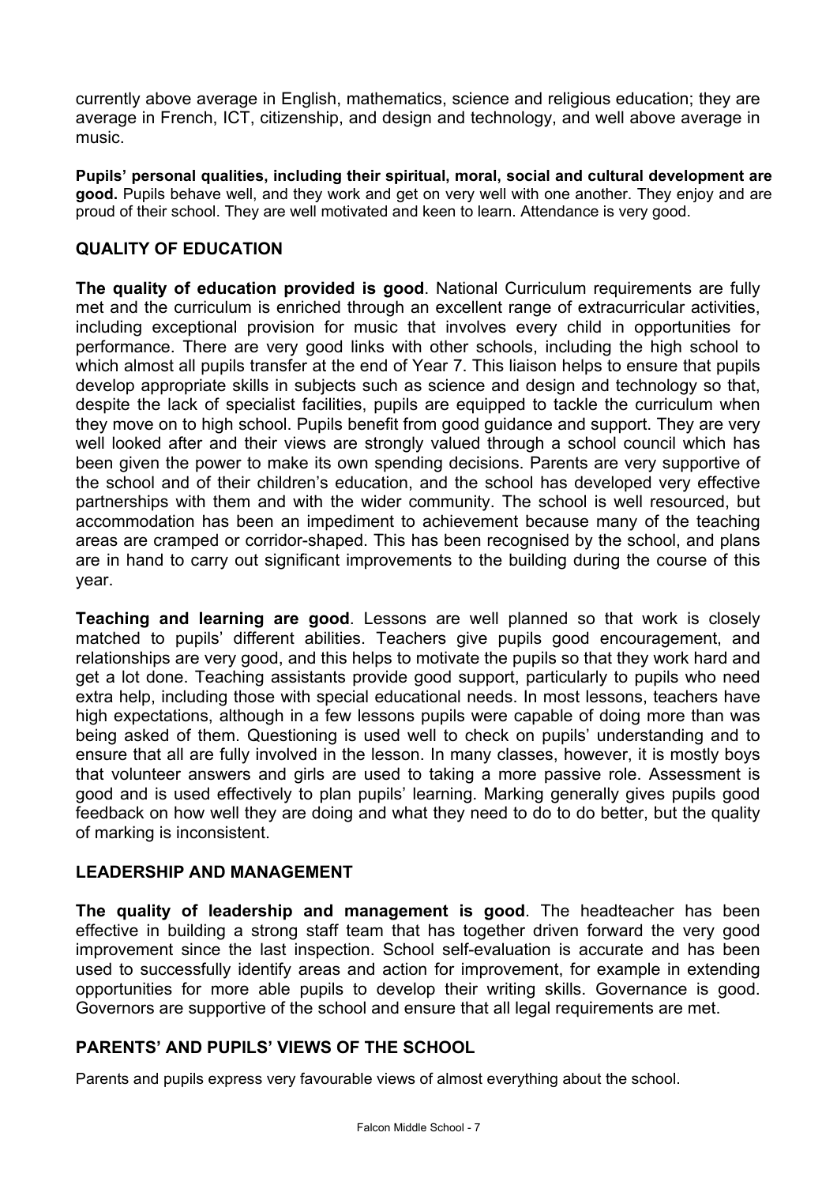currently above average in English, mathematics, science and religious education; they are average in French, ICT, citizenship, and design and technology, and well above average in music.

**Pupils' personal qualities, including their spiritual, moral, social and cultural development are good.** Pupils behave well, and they work and get on very well with one another. They enjoy and are proud of their school. They are well motivated and keen to learn. Attendance is very good.

## QUALITY OF EDUCATION

**The quality of education provided is good**. National Curriculum requirements are fully met and the curriculum is enriched through an excellent range of extracurricular activities, including exceptional provision for music that involves every child in opportunities for performance. There are very good links with other schools, including the high school to which almost all pupils transfer at the end of Year 7. This liaison helps to ensure that pupils develop appropriate skills in subjects such as science and design and technology so that, despite the lack of specialist facilities, pupils are equipped to tackle the curriculum when they move on to high school. Pupils benefit from good guidance and support. They are very well looked after and their views are strongly valued through a school council which has been given the power to make its own spending decisions. Parents are very supportive of the school and of their children's education, and the school has developed very effective partnerships with them and with the wider community. The school is well resourced, but accommodation has been an impediment to achievement because many of the teaching areas are cramped or corridor-shaped. This has been recognised by the school, and plans are in hand to carry out significant improvements to the building during the course of this year.

**Teaching and learning are good**. Lessons are well planned so that work is closely matched to pupils' different abilities. Teachers give pupils good encouragement, and relationships are very good, and this helps to motivate the pupils so that they work hard and get a lot done. Teaching assistants provide good support, particularly to pupils who need extra help, including those with special educational needs. In most lessons, teachers have high expectations, although in a few lessons pupils were capable of doing more than was being asked of them. Questioning is used well to check on pupils' understanding and to ensure that all are fully involved in the lesson. In many classes, however, it is mostly boys that volunteer answers and girls are used to taking a more passive role. Assessment is good and is used effectively to plan pupils' learning. Marking generally gives pupils good feedback on how well they are doing and what they need to do to do better, but the quality of marking is inconsistent.

## LEADERSHIP AND MANAGEMENT

**The quality of leadership and management is good**. The headteacher has been effective in building a strong staff team that has together driven forward the very good improvement since the last inspection. School self-evaluation is accurate and has been used to successfully identify areas and action for improvement, for example in extending opportunities for more able pupils to develop their writing skills. Governance is good. Governors are supportive of the school and ensure that all legal requirements are met.

## PARENTS' AND PUPILS' VIEWS OF THE SCHOOL

Parents and pupils express very favourable views of almost everything about the school.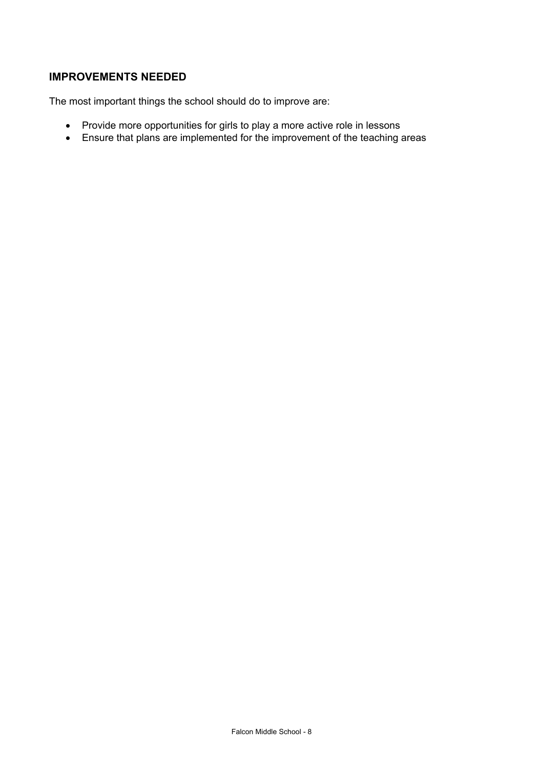## IMPROVEMENTS NEEDED

The most important things the school should do to improve are:

- Provide more opportunities for girls to play a more active role in lessons
- Ensure that plans are implemented for the improvement of the teaching areas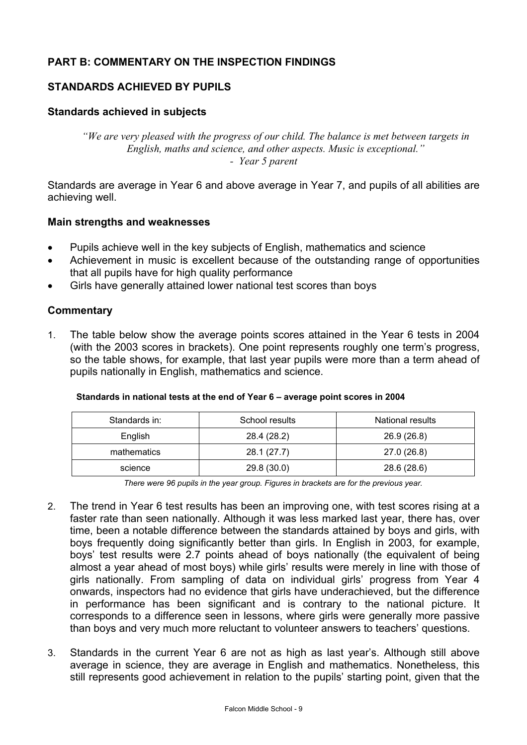## PART B: COMMENTARY ON THE INSPECTION FINDINGS

## STANDARDS ACHIEVED BY PUPILS

### Standards achieved in subjects

> *"We are very pleased with the progress of our child. The balance is met between targets in English, maths and science, and other aspects. Music is exceptional."*
> *- Year 5 parent*

Standards are average in Year 6 and above average in Year 7, and pupils of all abilities are achieving well.

### Main strengths and weaknesses

- Pupils achieve well in the key subjects of English, mathematics and science
- Achievement in music is excellent because of the outstanding range of opportunities that all pupils have for high quality performance
- Girls have generally attained lower national test scores than boys

### Commentary

1. The table below show the average points scores attained in the Year 6 tests in 2004 (with the 2003 scores in brackets). One point represents roughly one term's progress, so the table shows, for example, that last year pupils were more than a term ahead of pupils nationally in English, mathematics and science.

**Standards in national tests at the end of Year 6 – average point scores in 2004**

| Standards in: | School results | National results |
|---|---|---|
| English | 28.4 (28.2) | 26.9 (26.8) |
| mathematics | 28.1 (27.7) | 27.0 (26.8) |
| science | 29.8 (30.0) | 28.6 (28.6) |

*There were 96 pupils in the year group. Figures in brackets are for the previous year.*

2. The trend in Year 6 test results has been an improving one, with test scores rising at a faster rate than seen nationally. Although it was less marked last year, there has, over time, been a notable difference between the standards attained by boys and girls, with boys frequently doing significantly better than girls. In English in 2003, for example, boys' test results were 2.7 points ahead of boys nationally (the equivalent of being almost a year ahead of most boys) while girls' results were merely in line with those of girls nationally. From sampling of data on individual girls' progress from Year 4 onwards, inspectors had no evidence that girls have underachieved, but the difference in performance has been significant and is contrary to the national picture. It corresponds to a difference seen in lessons, where girls were generally more passive than boys and very much more reluctant to volunteer answers to teachers' questions.

3. Standards in the current Year 6 are not as high as last year's. Although still above average in science, they are average in English and mathematics. Nonetheless, this still represents good achievement in relation to the pupils' starting point, given that the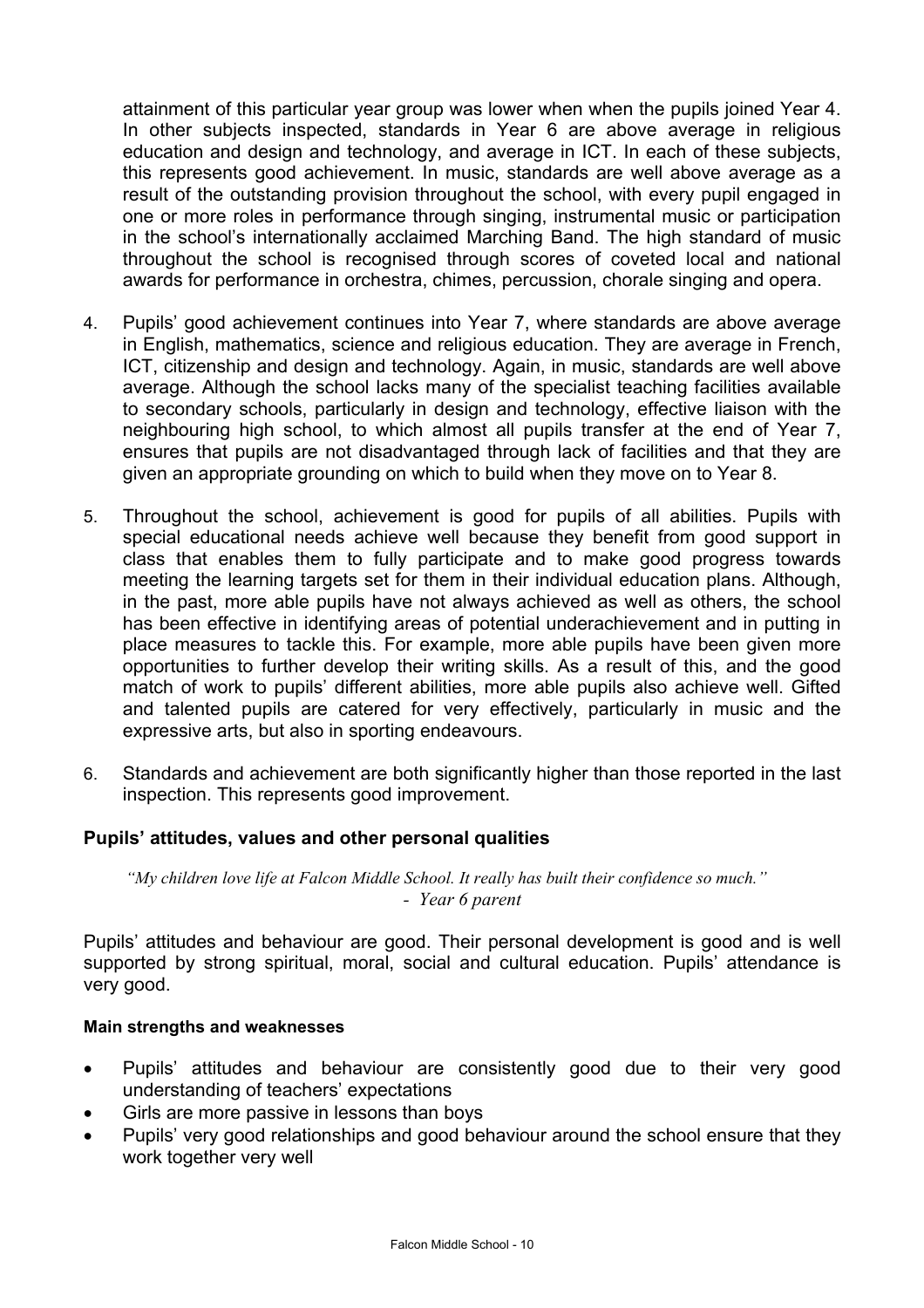attainment of this particular year group was lower when when the pupils joined Year 4. In other subjects inspected, standards in Year 6 are above average in religious education and design and technology, and average in ICT. In each of these subjects, this represents good achievement. In music, standards are well above average as a result of the outstanding provision throughout the school, with every pupil engaged in one or more roles in performance through singing, instrumental music or participation in the school's internationally acclaimed Marching Band. The high standard of music throughout the school is recognised through scores of coveted local and national awards for performance in orchestra, chimes, percussion, chorale singing and opera.

4. Pupils' good achievement continues into Year 7, where standards are above average in English, mathematics, science and religious education. They are average in French, ICT, citizenship and design and technology. Again, in music, standards are well above average. Although the school lacks many of the specialist teaching facilities available to secondary schools, particularly in design and technology, effective liaison with the neighbouring high school, to which almost all pupils transfer at the end of Year 7, ensures that pupils are not disadvantaged through lack of facilities and that they are given an appropriate grounding on which to build when they move on to Year 8.

5. Throughout the school, achievement is good for pupils of all abilities. Pupils with special educational needs achieve well because they benefit from good support in class that enables them to fully participate and to make good progress towards meeting the learning targets set for them in their individual education plans. Although, in the past, more able pupils have not always achieved as well as others, the school has been effective in identifying areas of potential underachievement and in putting in place measures to tackle this. For example, more able pupils have been given more opportunities to further develop their writing skills. As a result of this, and the good match of work to pupils' different abilities, more able pupils also achieve well. Gifted and talented pupils are catered for very effectively, particularly in music and the expressive arts, but also in sporting endeavours.

6. Standards and achievement are both significantly higher than those reported in the last inspection. This represents good improvement.

### Pupils' attitudes, values and other personal qualities

*"My children love life at Falcon Middle School. It really has built their confidence so much."*
*- Year 6 parent*

Pupils' attitudes and behaviour are good. Their personal development is good and is well supported by strong spiritual, moral, social and cultural education. Pupils' attendance is very good.

#### Main strengths and weaknesses

- Pupils' attitudes and behaviour are consistently good due to their very good understanding of teachers' expectations
- Girls are more passive in lessons than boys
- Pupils' very good relationships and good behaviour around the school ensure that they work together very well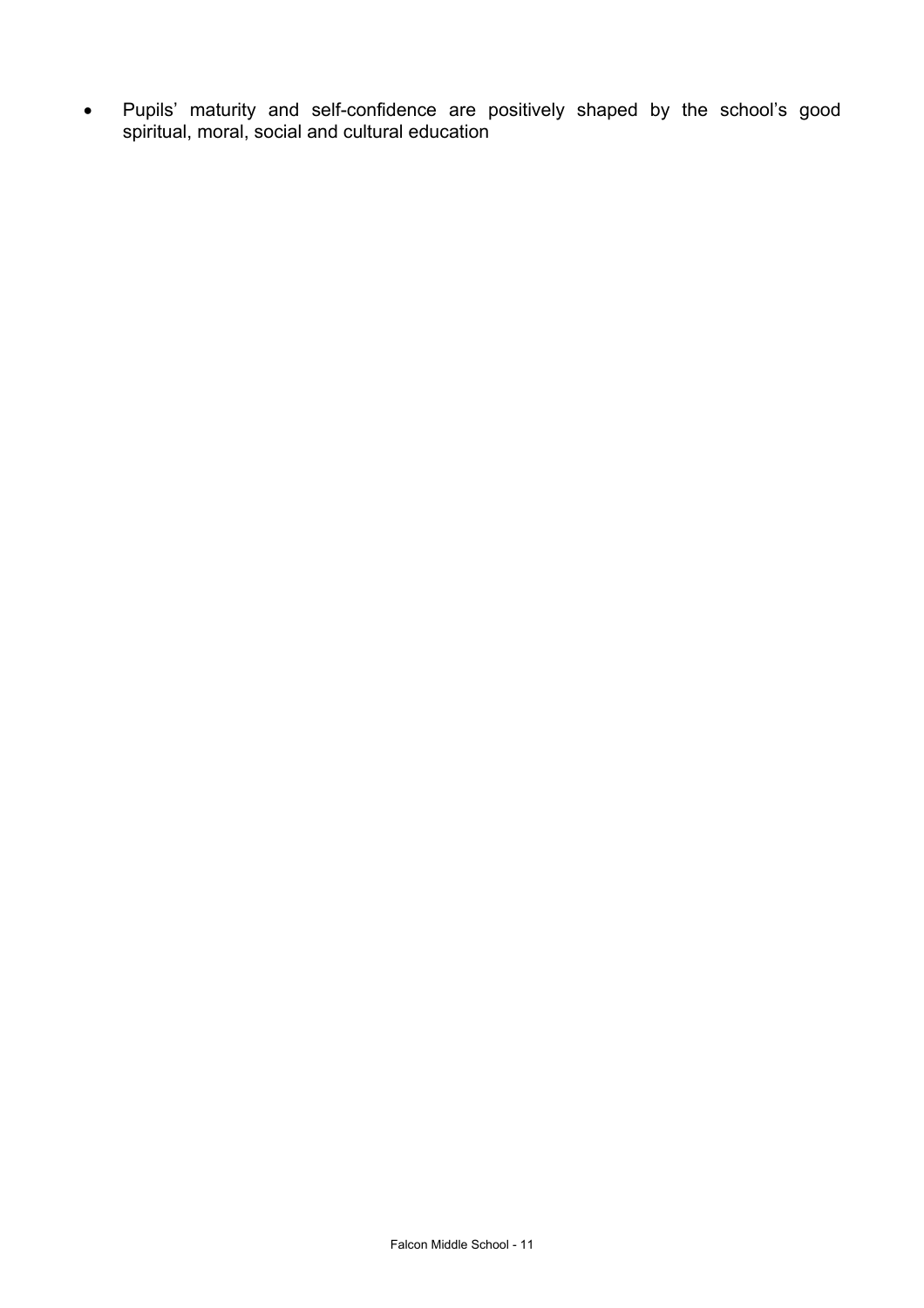- Pupils' maturity and self-confidence are positively shaped by the school's good spiritual, moral, social and cultural education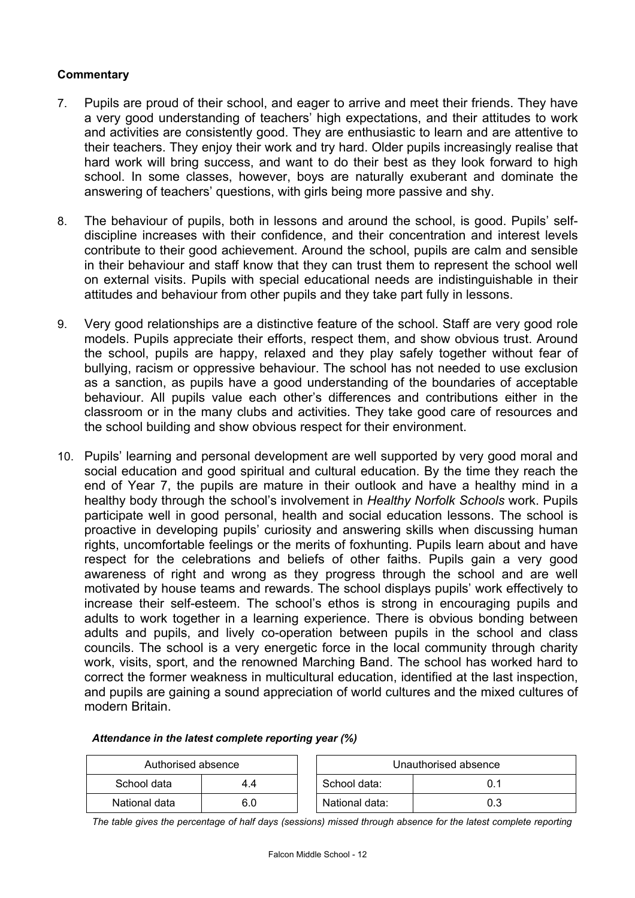**Commentary**

7. Pupils are proud of their school, and eager to arrive and meet their friends. They have a very good understanding of teachers' high expectations, and their attitudes to work and activities are consistently good. They are enthusiastic to learn and are attentive to their teachers. They enjoy their work and try hard. Older pupils increasingly realise that hard work will bring success, and want to do their best as they look forward to high school. In some classes, however, boys are naturally exuberant and dominate the answering of teachers' questions, with girls being more passive and shy.

8. The behaviour of pupils, both in lessons and around the school, is good. Pupils' self-discipline increases with their confidence, and their concentration and interest levels contribute to their good achievement. Around the school, pupils are calm and sensible in their behaviour and staff know that they can trust them to represent the school well on external visits. Pupils with special educational needs are indistinguishable in their attitudes and behaviour from other pupils and they take part fully in lessons.

9. Very good relationships are a distinctive feature of the school. Staff are very good role models. Pupils appreciate their efforts, respect them, and show obvious trust. Around the school, pupils are happy, relaxed and they play safely together without fear of bullying, racism or oppressive behaviour. The school has not needed to use exclusion as a sanction, as pupils have a good understanding of the boundaries of acceptable behaviour. All pupils value each other's differences and contributions either in the classroom or in the many clubs and activities. They take good care of resources and the school building and show obvious respect for their environment.

10. Pupils' learning and personal development are well supported by very good moral and social education and good spiritual and cultural education. By the time they reach the end of Year 7, the pupils are mature in their outlook and have a healthy mind in a healthy body through the school's involvement in *Healthy Norfolk Schools* work. Pupils participate well in good personal, health and social education lessons. The school is proactive in developing pupils' curiosity and answering skills when discussing human rights, uncomfortable feelings or the merits of foxhunting. Pupils learn about and have respect for the celebrations and beliefs of other faiths. Pupils gain a very good awareness of right and wrong as they progress through the school and are well motivated by house teams and rewards. The school displays pupils' work effectively to increase their self-esteem. The school's ethos is strong in encouraging pupils and adults to work together in a learning experience. There is obvious bonding between adults and pupils, and lively co-operation between pupils in the school and class councils. The school is a very energetic force in the local community through charity work, visits, sport, and the renowned Marching Band. The school has worked hard to correct the former weakness in multicultural education, identified at the last inspection, and pupils are gaining a sound appreciation of world cultures and the mixed cultures of modern Britain.

***Attendance in the latest complete reporting year (%)***

| Authorised absence | |
|---|---|
| School data | 4.4 |
| National data | 6.0 |

| Unauthorised absence | |
|---|---|
| School data: | 0.1 |
| National data: | 0.3 |

*The table gives the percentage of half days (sessions) missed through absence for the latest complete reporting*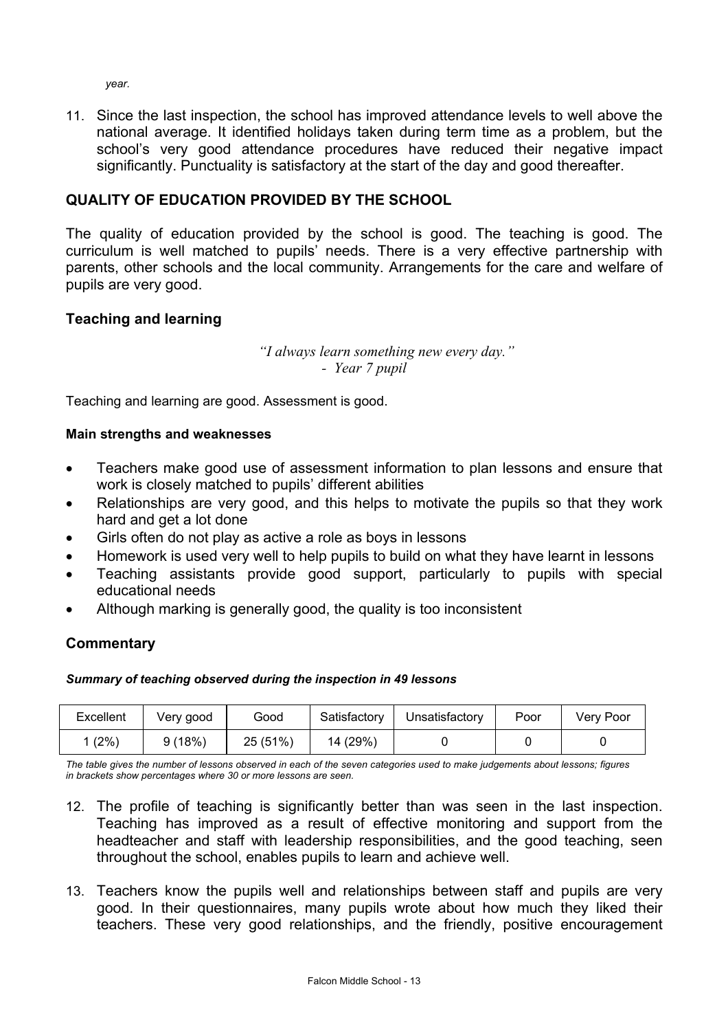*year.*

11. Since the last inspection, the school has improved attendance levels to well above the national average. It identified holidays taken during term time as a problem, but the school's very good attendance procedures have reduced their negative impact significantly. Punctuality is satisfactory at the start of the day and good thereafter.

## QUALITY OF EDUCATION PROVIDED BY THE SCHOOL

The quality of education provided by the school is good. The teaching is good. The curriculum is well matched to pupils' needs. There is a very effective partnership with parents, other schools and the local community. Arrangements for the care and welfare of pupils are very good.

### Teaching and learning

*"I always learn something new every day."*
*- Year 7 pupil*

Teaching and learning are good. Assessment is good.

**Main strengths and weaknesses**

- Teachers make good use of assessment information to plan lessons and ensure that work is closely matched to pupils' different abilities
- Relationships are very good, and this helps to motivate the pupils so that they work hard and get a lot done
- Girls often do not play as active a role as boys in lessons
- Homework is used very well to help pupils to build on what they have learnt in lessons
- Teaching assistants provide good support, particularly to pupils with special educational needs
- Although marking is generally good, the quality is too inconsistent

### Commentary

***Summary of teaching observed during the inspection in 49 lessons***

| Excellent | Very good | Good | Satisfactory | Unsatisfactory | Poor | Very Poor |
|---|---|---|---|---|---|---|
| 1 (2%) | 9 (18%) | 25 (51%) | 14 (29%) | 0 | 0 | 0 |

*The table gives the number of lessons observed in each of the seven categories used to make judgements about lessons; figures in brackets show percentages where 30 or more lessons are seen.*

12. The profile of teaching is significantly better than was seen in the last inspection. Teaching has improved as a result of effective monitoring and support from the headteacher and staff with leadership responsibilities, and the good teaching, seen throughout the school, enables pupils to learn and achieve well.

13. Teachers know the pupils well and relationships between staff and pupils are very good. In their questionnaires, many pupils wrote about how much they liked their teachers. These very good relationships, and the friendly, positive encouragement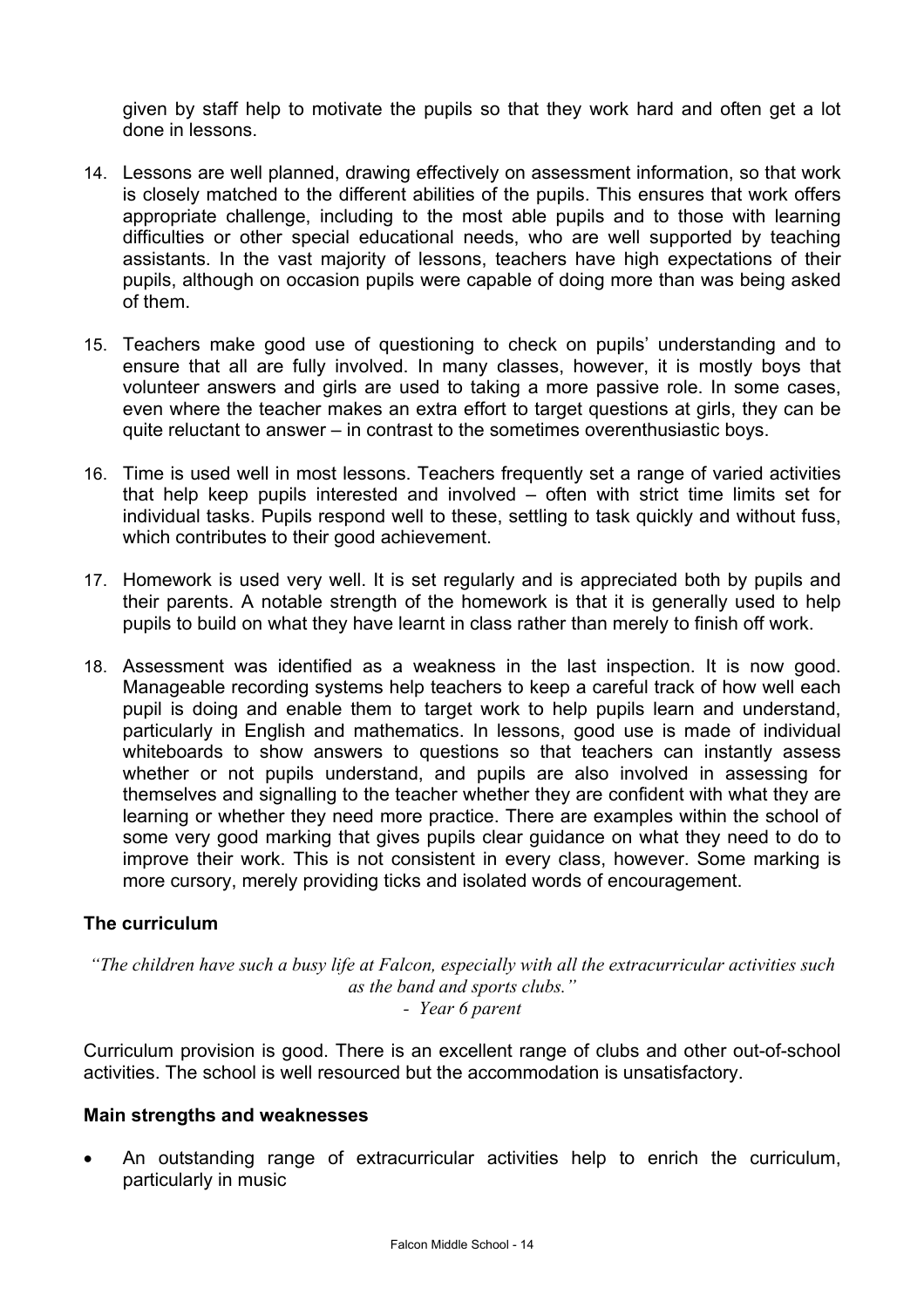given by staff help to motivate the pupils so that they work hard and often get a lot done in lessons.

14. Lessons are well planned, drawing effectively on assessment information, so that work is closely matched to the different abilities of the pupils. This ensures that work offers appropriate challenge, including to the most able pupils and to those with learning difficulties or other special educational needs, who are well supported by teaching assistants. In the vast majority of lessons, teachers have high expectations of their pupils, although on occasion pupils were capable of doing more than was being asked of them.

15. Teachers make good use of questioning to check on pupils' understanding and to ensure that all are fully involved. In many classes, however, it is mostly boys that volunteer answers and girls are used to taking a more passive role. In some cases, even where the teacher makes an extra effort to target questions at girls, they can be quite reluctant to answer – in contrast to the sometimes overenthusiastic boys.

16. Time is used well in most lessons. Teachers frequently set a range of varied activities that help keep pupils interested and involved – often with strict time limits set for individual tasks. Pupils respond well to these, settling to task quickly and without fuss, which contributes to their good achievement.

17. Homework is used very well. It is set regularly and is appreciated both by pupils and their parents. A notable strength of the homework is that it is generally used to help pupils to build on what they have learnt in class rather than merely to finish off work.

18. Assessment was identified as a weakness in the last inspection. It is now good. Manageable recording systems help teachers to keep a careful track of how well each pupil is doing and enable them to target work to help pupils learn and understand, particularly in English and mathematics. In lessons, good use is made of individual whiteboards to show answers to questions so that teachers can instantly assess whether or not pupils understand, and pupils are also involved in assessing for themselves and signalling to the teacher whether they are confident with what they are learning or whether they need more practice. There are examples within the school of some very good marking that gives pupils clear guidance on what they need to do to improve their work. This is not consistent in every class, however. Some marking is more cursory, merely providing ticks and isolated words of encouragement.

### The curriculum

*"The children have such a busy life at Falcon, especially with all the extracurricular activities such as the band and sports clubs."*
*- Year 6 parent*

Curriculum provision is good. There is an excellent range of clubs and other out-of-school activities. The school is well resourced but the accommodation is unsatisfactory.

#### Main strengths and weaknesses

- An outstanding range of extracurricular activities help to enrich the curriculum, particularly in music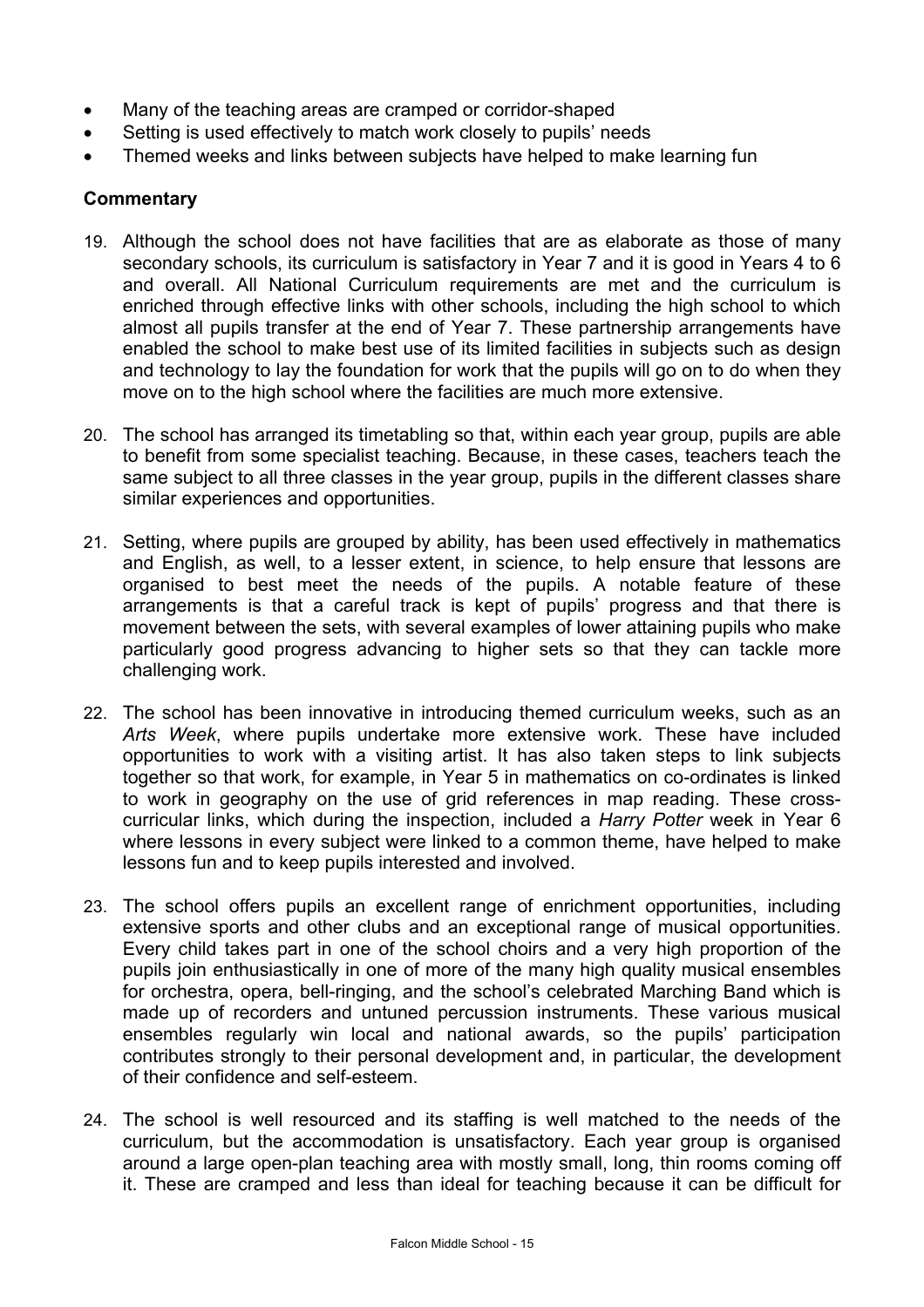- Many of the teaching areas are cramped or corridor-shaped
- Setting is used effectively to match work closely to pupils' needs
- Themed weeks and links between subjects have helped to make learning fun

### Commentary

19. Although the school does not have facilities that are as elaborate as those of many secondary schools, its curriculum is satisfactory in Year 7 and it is good in Years 4 to 6 and overall. All National Curriculum requirements are met and the curriculum is enriched through effective links with other schools, including the high school to which almost all pupils transfer at the end of Year 7. These partnership arrangements have enabled the school to make best use of its limited facilities in subjects such as design and technology to lay the foundation for work that the pupils will go on to do when they move on to the high school where the facilities are much more extensive.

20. The school has arranged its timetabling so that, within each year group, pupils are able to benefit from some specialist teaching. Because, in these cases, teachers teach the same subject to all three classes in the year group, pupils in the different classes share similar experiences and opportunities.

21. Setting, where pupils are grouped by ability, has been used effectively in mathematics and English, as well, to a lesser extent, in science, to help ensure that lessons are organised to best meet the needs of the pupils. A notable feature of these arrangements is that a careful track is kept of pupils' progress and that there is movement between the sets, with several examples of lower attaining pupils who make particularly good progress advancing to higher sets so that they can tackle more challenging work.

22. The school has been innovative in introducing themed curriculum weeks, such as an *Arts Week*, where pupils undertake more extensive work. These have included opportunities to work with a visiting artist. It has also taken steps to link subjects together so that work, for example, in Year 5 in mathematics on co-ordinates is linked to work in geography on the use of grid references in map reading. These cross-curricular links, which during the inspection, included a *Harry Potter* week in Year 6 where lessons in every subject were linked to a common theme, have helped to make lessons fun and to keep pupils interested and involved.

23. The school offers pupils an excellent range of enrichment opportunities, including extensive sports and other clubs and an exceptional range of musical opportunities. Every child takes part in one of the school choirs and a very high proportion of the pupils join enthusiastically in one of more of the many high quality musical ensembles for orchestra, opera, bell-ringing, and the school's celebrated Marching Band which is made up of recorders and untuned percussion instruments. These various musical ensembles regularly win local and national awards, so the pupils' participation contributes strongly to their personal development and, in particular, the development of their confidence and self-esteem.

24. The school is well resourced and its staffing is well matched to the needs of the curriculum, but the accommodation is unsatisfactory. Each year group is organised around a large open-plan teaching area with mostly small, long, thin rooms coming off it. These are cramped and less than ideal for teaching because it can be difficult for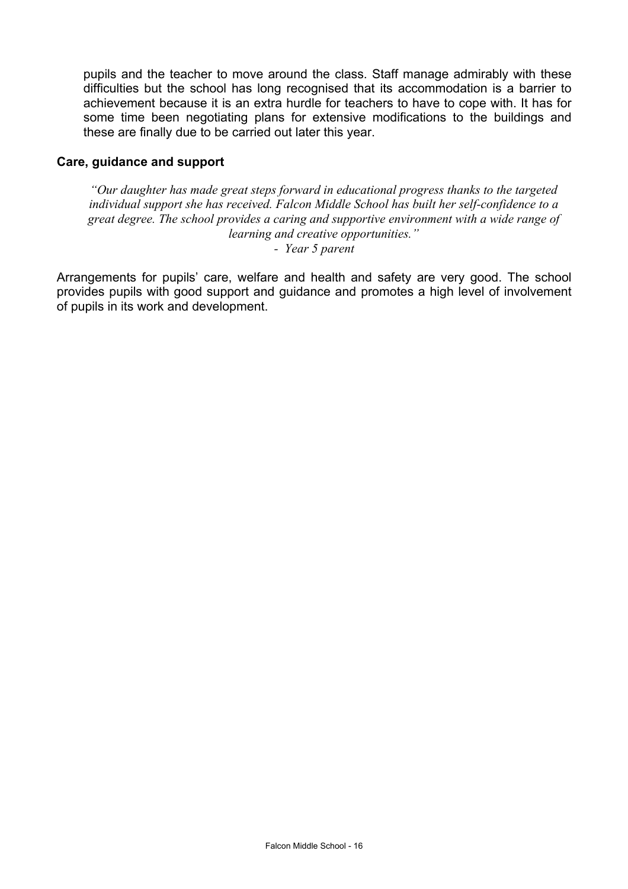pupils and the teacher to move around the class. Staff manage admirably with these difficulties but the school has long recognised that its accommodation is a barrier to achievement because it is an extra hurdle for teachers to have to cope with. It has for some time been negotiating plans for extensive modifications to the buildings and these are finally due to be carried out later this year.

### Care, guidance and support

*"Our daughter has made great steps forward in educational progress thanks to the targeted individual support she has received. Falcon Middle School has built her self-confidence to a great degree. The school provides a caring and supportive environment with a wide range of learning and creative opportunities."*

*- Year 5 parent*

Arrangements for pupils' care, welfare and health and safety are very good. The school provides pupils with good support and guidance and promotes a high level of involvement of pupils in its work and development.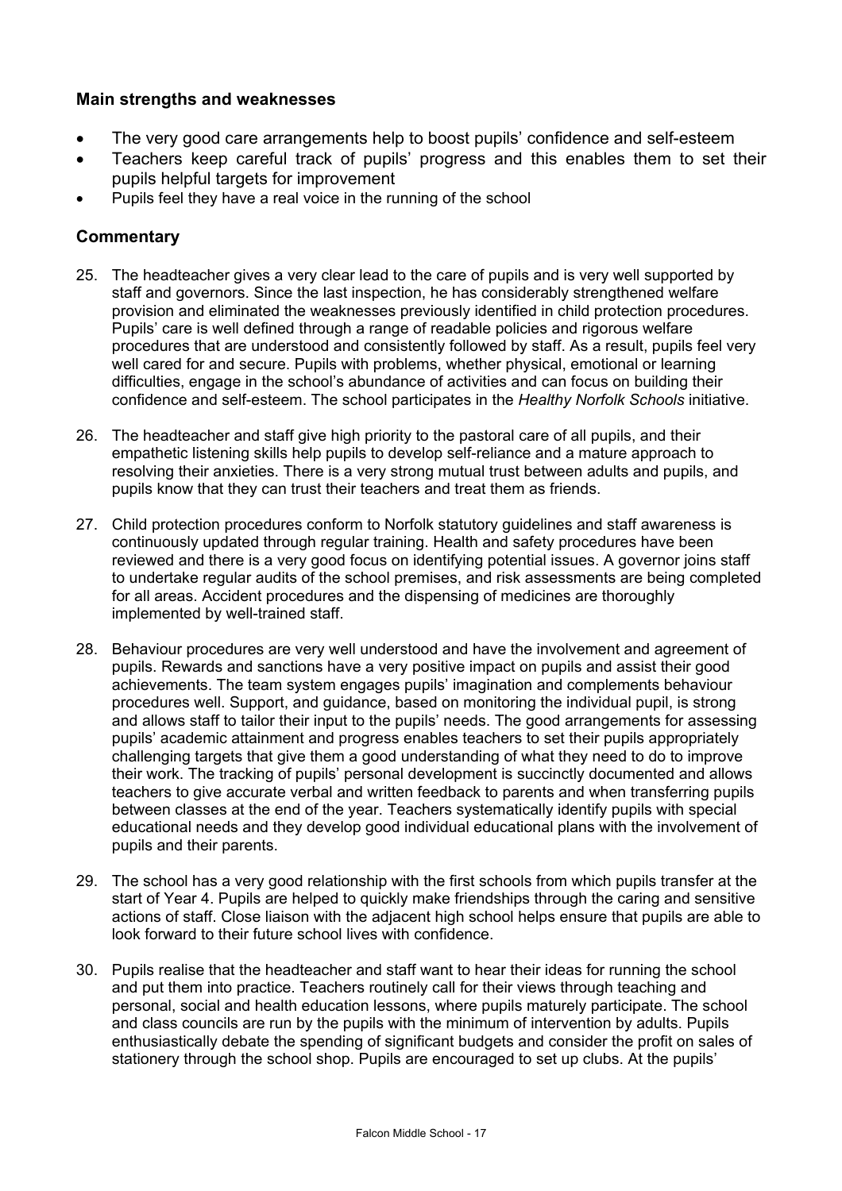### Main strengths and weaknesses

- The very good care arrangements help to boost pupils' confidence and self-esteem
- Teachers keep careful track of pupils' progress and this enables them to set their pupils helpful targets for improvement
- Pupils feel they have a real voice in the running of the school

### Commentary

25. The headteacher gives a very clear lead to the care of pupils and is very well supported by staff and governors. Since the last inspection, he has considerably strengthened welfare provision and eliminated the weaknesses previously identified in child protection procedures. Pupils' care is well defined through a range of readable policies and rigorous welfare procedures that are understood and consistently followed by staff. As a result, pupils feel very well cared for and secure. Pupils with problems, whether physical, emotional or learning difficulties, engage in the school's abundance of activities and can focus on building their confidence and self-esteem. The school participates in the *Healthy Norfolk Schools* initiative.

26. The headteacher and staff give high priority to the pastoral care of all pupils, and their empathetic listening skills help pupils to develop self-reliance and a mature approach to resolving their anxieties. There is a very strong mutual trust between adults and pupils, and pupils know that they can trust their teachers and treat them as friends.

27. Child protection procedures conform to Norfolk statutory guidelines and staff awareness is continuously updated through regular training. Health and safety procedures have been reviewed and there is a very good focus on identifying potential issues. A governor joins staff to undertake regular audits of the school premises, and risk assessments are being completed for all areas. Accident procedures and the dispensing of medicines are thoroughly implemented by well-trained staff.

28. Behaviour procedures are very well understood and have the involvement and agreement of pupils. Rewards and sanctions have a very positive impact on pupils and assist their good achievements. The team system engages pupils' imagination and complements behaviour procedures well. Support, and guidance, based on monitoring the individual pupil, is strong and allows staff to tailor their input to the pupils' needs. The good arrangements for assessing pupils' academic attainment and progress enables teachers to set their pupils appropriately challenging targets that give them a good understanding of what they need to do to improve their work. The tracking of pupils' personal development is succinctly documented and allows teachers to give accurate verbal and written feedback to parents and when transferring pupils between classes at the end of the year. Teachers systematically identify pupils with special educational needs and they develop good individual educational plans with the involvement of pupils and their parents.

29. The school has a very good relationship with the first schools from which pupils transfer at the start of Year 4. Pupils are helped to quickly make friendships through the caring and sensitive actions of staff. Close liaison with the adjacent high school helps ensure that pupils are able to look forward to their future school lives with confidence.

30. Pupils realise that the headteacher and staff want to hear their ideas for running the school and put them into practice. Teachers routinely call for their views through teaching and personal, social and health education lessons, where pupils maturely participate. The school and class councils are run by the pupils with the minimum of intervention by adults. Pupils enthusiastically debate the spending of significant budgets and consider the profit on sales of stationery through the school shop. Pupils are encouraged to set up clubs. At the pupils'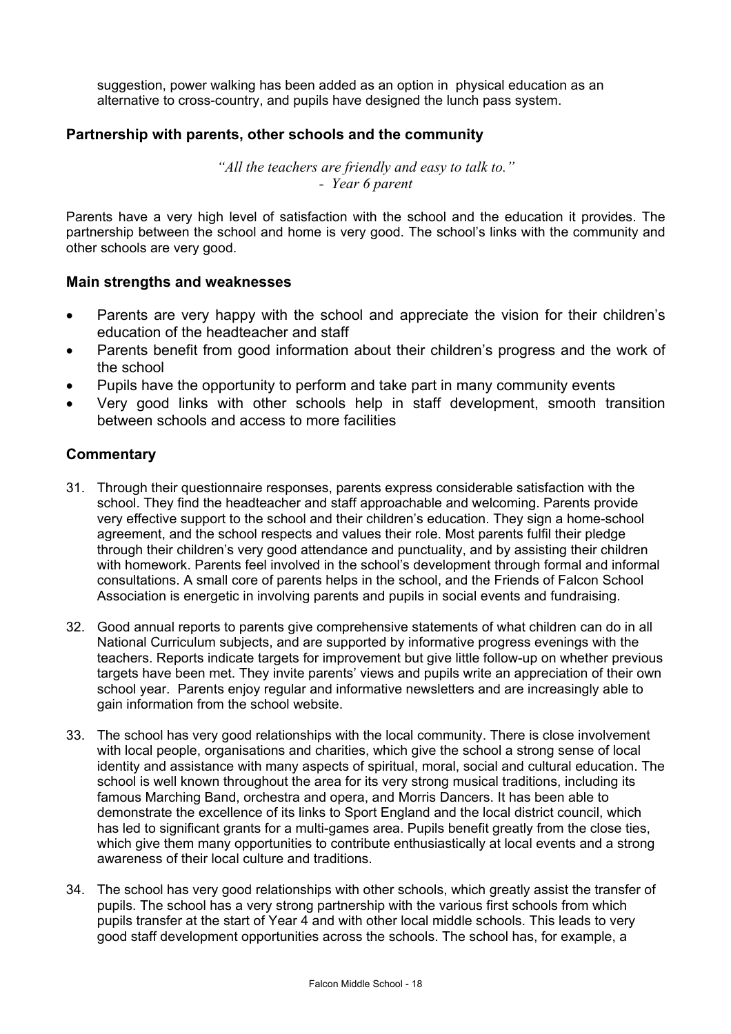suggestion, power walking has been added as an option in physical education as an alternative to cross-country, and pupils have designed the lunch pass system.

## Partnership with parents, other schools and the community

*"All the teachers are friendly and easy to talk to."*
*- Year 6 parent*

Parents have a very high level of satisfaction with the school and the education it provides. The partnership between the school and home is very good. The school's links with the community and other schools are very good.

### Main strengths and weaknesses

- Parents are very happy with the school and appreciate the vision for their children's education of the headteacher and staff
- Parents benefit from good information about their children's progress and the work of the school
- Pupils have the opportunity to perform and take part in many community events
- Very good links with other schools help in staff development, smooth transition between schools and access to more facilities

### Commentary

31. Through their questionnaire responses, parents express considerable satisfaction with the school. They find the headteacher and staff approachable and welcoming. Parents provide very effective support to the school and their children's education. They sign a home-school agreement, and the school respects and values their role. Most parents fulfil their pledge through their children's very good attendance and punctuality, and by assisting their children with homework. Parents feel involved in the school's development through formal and informal consultations. A small core of parents helps in the school, and the Friends of Falcon School Association is energetic in involving parents and pupils in social events and fundraising.

32. Good annual reports to parents give comprehensive statements of what children can do in all National Curriculum subjects, and are supported by informative progress evenings with the teachers. Reports indicate targets for improvement but give little follow-up on whether previous targets have been met. They invite parents' views and pupils write an appreciation of their own school year. Parents enjoy regular and informative newsletters and are increasingly able to gain information from the school website.

33. The school has very good relationships with the local community. There is close involvement with local people, organisations and charities, which give the school a strong sense of local identity and assistance with many aspects of spiritual, moral, social and cultural education. The school is well known throughout the area for its very strong musical traditions, including its famous Marching Band, orchestra and opera, and Morris Dancers. It has been able to demonstrate the excellence of its links to Sport England and the local district council, which has led to significant grants for a multi-games area. Pupils benefit greatly from the close ties, which give them many opportunities to contribute enthusiastically at local events and a strong awareness of their local culture and traditions.

34. The school has very good relationships with other schools, which greatly assist the transfer of pupils. The school has a very strong partnership with the various first schools from which pupils transfer at the start of Year 4 and with other local middle schools. This leads to very good staff development opportunities across the schools. The school has, for example, a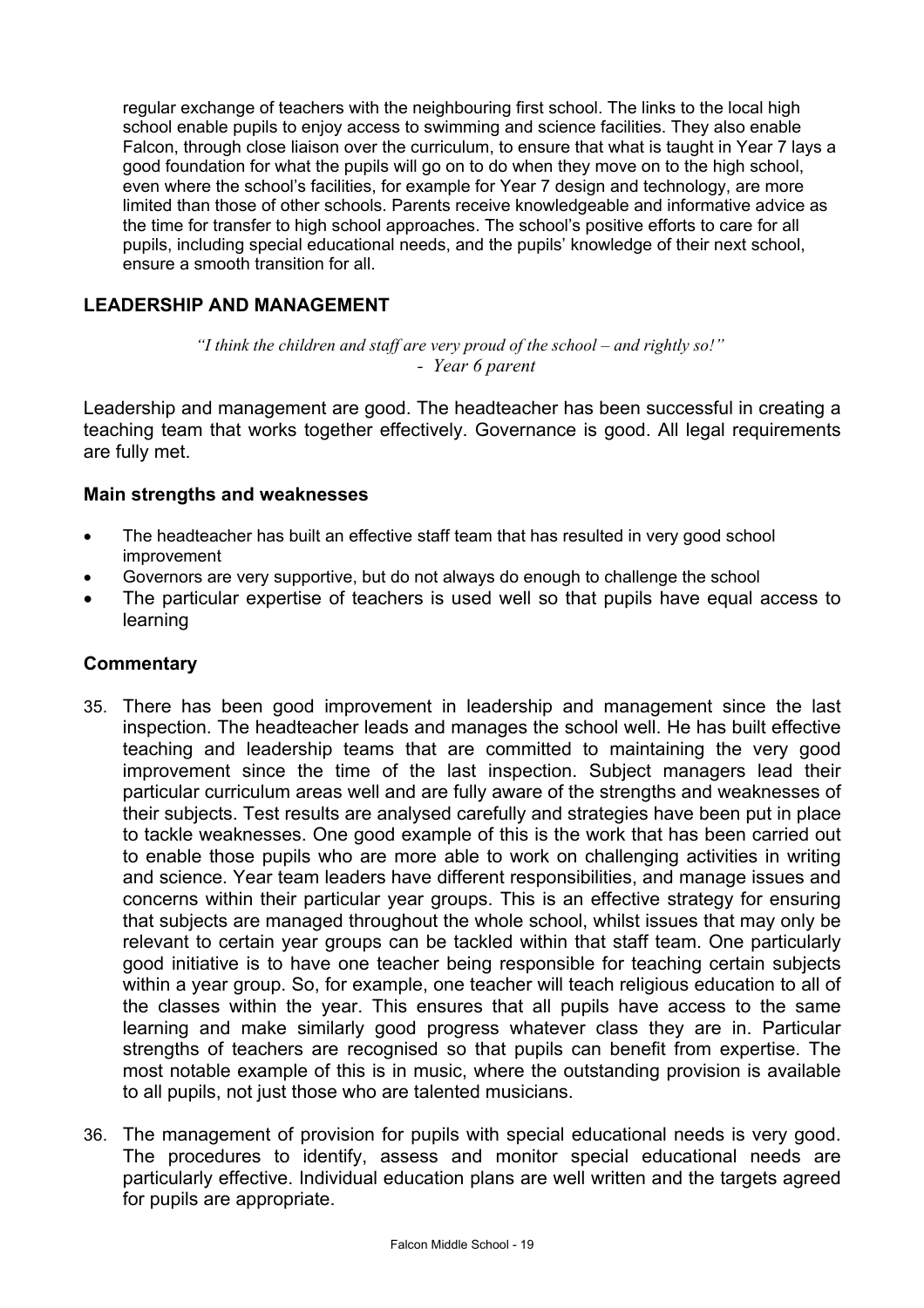regular exchange of teachers with the neighbouring first school. The links to the local high school enable pupils to enjoy access to swimming and science facilities. They also enable Falcon, through close liaison over the curriculum, to ensure that what is taught in Year 7 lays a good foundation for what the pupils will go on to do when they move on to the high school, even where the school's facilities, for example for Year 7 design and technology, are more limited than those of other schools. Parents receive knowledgeable and informative advice as the time for transfer to high school approaches. The school's positive efforts to care for all pupils, including special educational needs, and the pupils' knowledge of their next school, ensure a smooth transition for all.

## LEADERSHIP AND MANAGEMENT

*"I think the children and staff are very proud of the school – and rightly so!"*
*- Year 6 parent*

Leadership and management are good. The headteacher has been successful in creating a teaching team that works together effectively. Governance is good. All legal requirements are fully met.

### Main strengths and weaknesses

- The headteacher has built an effective staff team that has resulted in very good school improvement
- Governors are very supportive, but do not always do enough to challenge the school
- The particular expertise of teachers is used well so that pupils have equal access to learning

### Commentary

35. There has been good improvement in leadership and management since the last inspection. The headteacher leads and manages the school well. He has built effective teaching and leadership teams that are committed to maintaining the very good improvement since the time of the last inspection. Subject managers lead their particular curriculum areas well and are fully aware of the strengths and weaknesses of their subjects. Test results are analysed carefully and strategies have been put in place to tackle weaknesses. One good example of this is the work that has been carried out to enable those pupils who are more able to work on challenging activities in writing and science. Year team leaders have different responsibilities, and manage issues and concerns within their particular year groups. This is an effective strategy for ensuring that subjects are managed throughout the whole school, whilst issues that may only be relevant to certain year groups can be tackled within that staff team. One particularly good initiative is to have one teacher being responsible for teaching certain subjects within a year group. So, for example, one teacher will teach religious education to all of the classes within the year. This ensures that all pupils have access to the same learning and make similarly good progress whatever class they are in. Particular strengths of teachers are recognised so that pupils can benefit from expertise. The most notable example of this is in music, where the outstanding provision is available to all pupils, not just those who are talented musicians.

36. The management of provision for pupils with special educational needs is very good. The procedures to identify, assess and monitor special educational needs are particularly effective. Individual education plans are well written and the targets agreed for pupils are appropriate.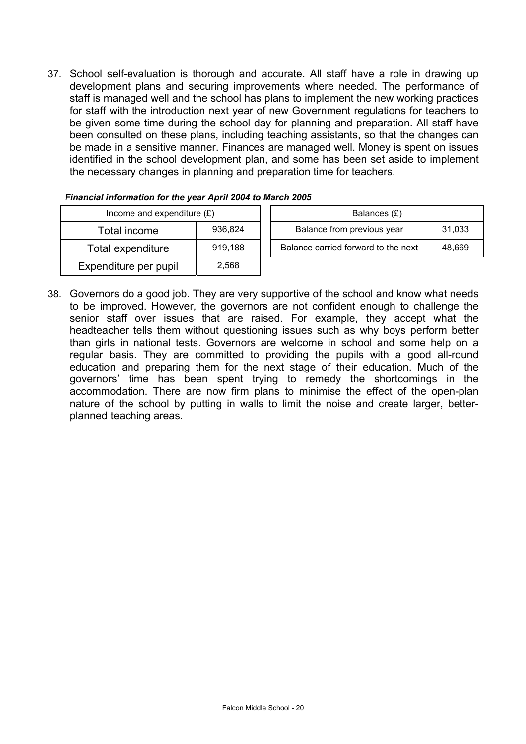37. School self-evaluation is thorough and accurate. All staff have a role in drawing up development plans and securing improvements where needed. The performance of staff is managed well and the school has plans to implement the new working practices for staff with the introduction next year of new Government regulations for teachers to be given some time during the school day for planning and preparation. All staff have been consulted on these plans, including teaching assistants, so that the changes can be made in a sensitive manner. Finances are managed well. Money is spent on issues identified in the school development plan, and some has been set aside to implement the necessary changes in planning and preparation time for teachers.

***Financial information for the year April 2004 to March 2005***

| Income and expenditure (£) | |
|---|---|
| Total income | 936,824 |
| Total expenditure | 919,188 |
| Expenditure per pupil | 2,568 |

| Balances (£) | |
|---|---|
| Balance from previous year | 31,033 |
| Balance carried forward to the next | 48,669 |

38. Governors do a good job. They are very supportive of the school and know what needs to be improved. However, the governors are not confident enough to challenge the senior staff over issues that are raised. For example, they accept what the headteacher tells them without questioning issues such as why boys perform better than girls in national tests. Governors are welcome in school and some help on a regular basis. They are committed to providing the pupils with a good all-round education and preparing them for the next stage of their education. Much of the governors' time has been spent trying to remedy the shortcomings in the accommodation. There are now firm plans to minimise the effect of the open-plan nature of the school by putting in walls to limit the noise and create larger, better-planned teaching areas.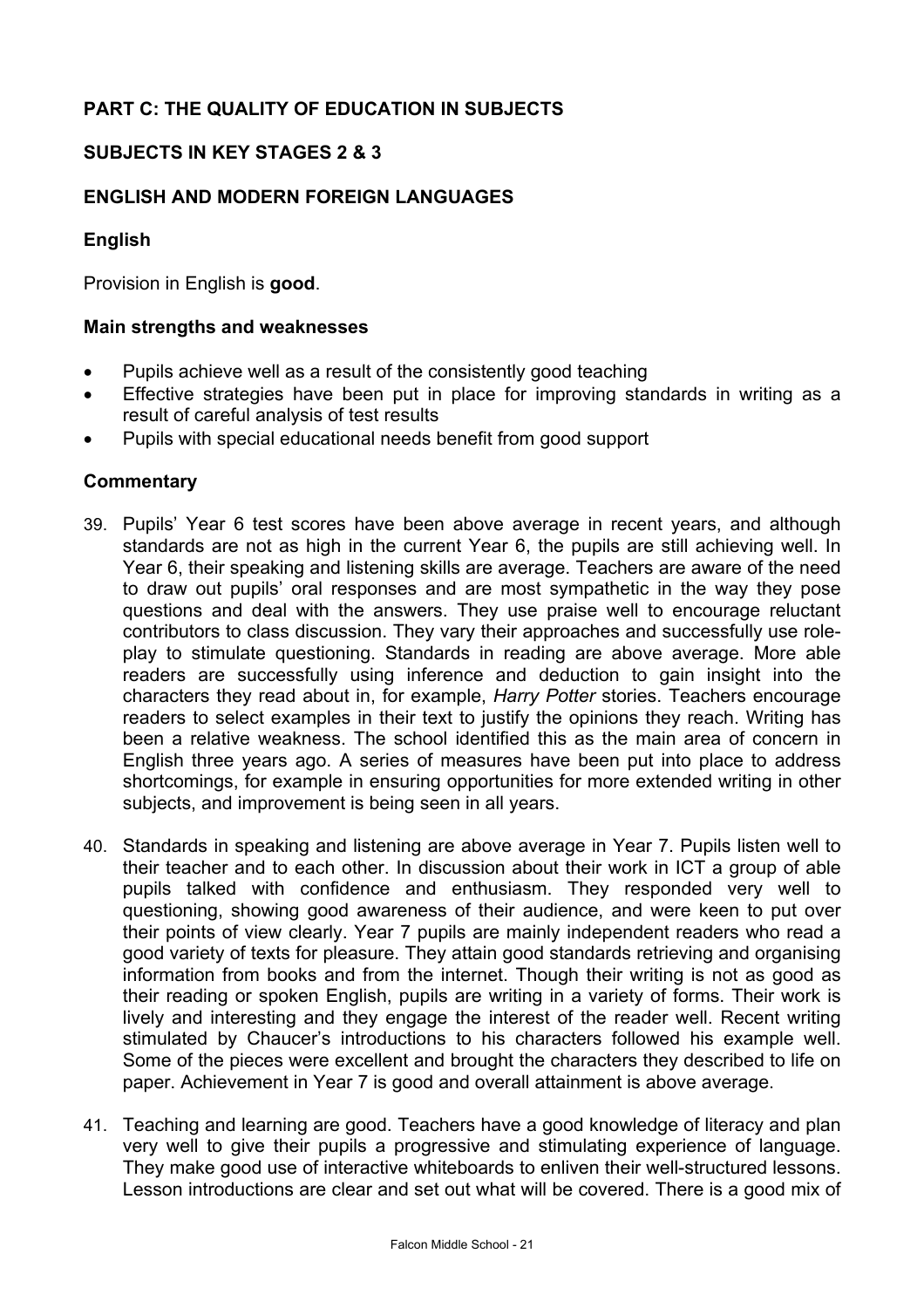## PART C: THE QUALITY OF EDUCATION IN SUBJECTS

## SUBJECTS IN KEY STAGES 2 & 3

## ENGLISH AND MODERN FOREIGN LANGUAGES

### English

Provision in English is **good**.

#### Main strengths and weaknesses

- Pupils achieve well as a result of the consistently good teaching
- Effective strategies have been put in place for improving standards in writing as a result of careful analysis of test results
- Pupils with special educational needs benefit from good support

#### Commentary

39. Pupils' Year 6 test scores have been above average in recent years, and although standards are not as high in the current Year 6, the pupils are still achieving well. In Year 6, their speaking and listening skills are average. Teachers are aware of the need to draw out pupils' oral responses and are most sympathetic in the way they pose questions and deal with the answers. They use praise well to encourage reluctant contributors to class discussion. They vary their approaches and successfully use role-play to stimulate questioning. Standards in reading are above average. More able readers are successfully using inference and deduction to gain insight into the characters they read about in, for example, *Harry Potter* stories. Teachers encourage readers to select examples in their text to justify the opinions they reach. Writing has been a relative weakness. The school identified this as the main area of concern in English three years ago. A series of measures have been put into place to address shortcomings, for example in ensuring opportunities for more extended writing in other subjects, and improvement is being seen in all years.

40. Standards in speaking and listening are above average in Year 7. Pupils listen well to their teacher and to each other. In discussion about their work in ICT a group of able pupils talked with confidence and enthusiasm. They responded very well to questioning, showing good awareness of their audience, and were keen to put over their points of view clearly. Year 7 pupils are mainly independent readers who read a good variety of texts for pleasure. They attain good standards retrieving and organising information from books and from the internet. Though their writing is not as good as their reading or spoken English, pupils are writing in a variety of forms. Their work is lively and interesting and they engage the interest of the reader well. Recent writing stimulated by Chaucer's introductions to his characters followed his example well. Some of the pieces were excellent and brought the characters they described to life on paper. Achievement in Year 7 is good and overall attainment is above average.

41. Teaching and learning are good. Teachers have a good knowledge of literacy and plan very well to give their pupils a progressive and stimulating experience of language. They make good use of interactive whiteboards to enliven their well-structured lessons. Lesson introductions are clear and set out what will be covered. There is a good mix of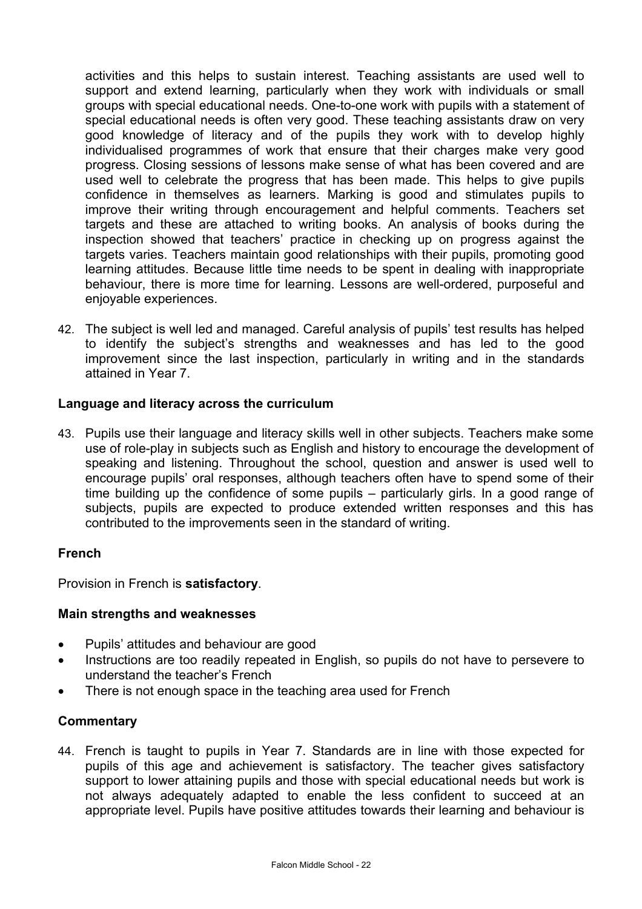activities and this helps to sustain interest. Teaching assistants are used well to support and extend learning, particularly when they work with individuals or small groups with special educational needs. One-to-one work with pupils with a statement of special educational needs is often very good. These teaching assistants draw on very good knowledge of literacy and of the pupils they work with to develop highly individualised programmes of work that ensure that their charges make very good progress. Closing sessions of lessons make sense of what has been covered and are used well to celebrate the progress that has been made. This helps to give pupils confidence in themselves as learners. Marking is good and stimulates pupils to improve their writing through encouragement and helpful comments. Teachers set targets and these are attached to writing books. An analysis of books during the inspection showed that teachers' practice in checking up on progress against the targets varies. Teachers maintain good relationships with their pupils, promoting good learning attitudes. Because little time needs to be spent in dealing with inappropriate behaviour, there is more time for learning. Lessons are well-ordered, purposeful and enjoyable experiences.

42. The subject is well led and managed. Careful analysis of pupils' test results has helped to identify the subject's strengths and weaknesses and has led to the good improvement since the last inspection, particularly in writing and in the standards attained in Year 7.

### Language and literacy across the curriculum

43. Pupils use their language and literacy skills well in other subjects. Teachers make some use of role-play in subjects such as English and history to encourage the development of speaking and listening. Throughout the school, question and answer is used well to encourage pupils' oral responses, although teachers often have to spend some of their time building up the confidence of some pupils – particularly girls. In a good range of subjects, pupils are expected to produce extended written responses and this has contributed to the improvements seen in the standard of writing.

### French

Provision in French is **satisfactory**.

#### Main strengths and weaknesses

- Pupils' attitudes and behaviour are good
- Instructions are too readily repeated in English, so pupils do not have to persevere to understand the teacher's French
- There is not enough space in the teaching area used for French

#### Commentary

44. French is taught to pupils in Year 7. Standards are in line with those expected for pupils of this age and achievement is satisfactory. The teacher gives satisfactory support to lower attaining pupils and those with special educational needs but work is not always adequately adapted to enable the less confident to succeed at an appropriate level. Pupils have positive attitudes towards their learning and behaviour is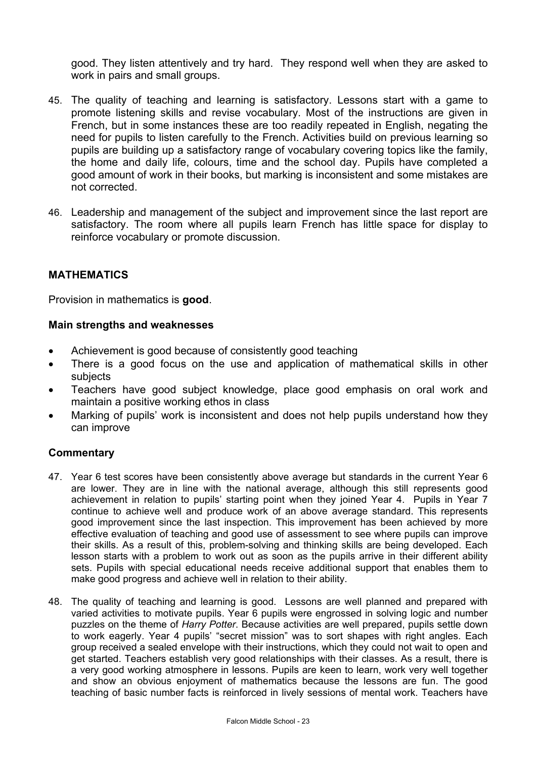good. They listen attentively and try hard. They respond well when they are asked to work in pairs and small groups.

45. The quality of teaching and learning is satisfactory. Lessons start with a game to promote listening skills and revise vocabulary. Most of the instructions are given in French, but in some instances these are too readily repeated in English, negating the need for pupils to listen carefully to the French. Activities build on previous learning so pupils are building up a satisfactory range of vocabulary covering topics like the family, the home and daily life, colours, time and the school day. Pupils have completed a good amount of work in their books, but marking is inconsistent and some mistakes are not corrected.

46. Leadership and management of the subject and improvement since the last report are satisfactory. The room where all pupils learn French has little space for display to reinforce vocabulary or promote discussion.

## MATHEMATICS

Provision in mathematics is **good**.

### Main strengths and weaknesses

- Achievement is good because of consistently good teaching
- There is a good focus on the use and application of mathematical skills in other subjects
- Teachers have good subject knowledge, place good emphasis on oral work and maintain a positive working ethos in class
- Marking of pupils' work is inconsistent and does not help pupils understand how they can improve

### Commentary

47. Year 6 test scores have been consistently above average but standards in the current Year 6 are lower. They are in line with the national average, although this still represents good achievement in relation to pupils' starting point when they joined Year 4. Pupils in Year 7 continue to achieve well and produce work of an above average standard. This represents good improvement since the last inspection. This improvement has been achieved by more effective evaluation of teaching and good use of assessment to see where pupils can improve their skills. As a result of this, problem-solving and thinking skills are being developed. Each lesson starts with a problem to work out as soon as the pupils arrive in their different ability sets. Pupils with special educational needs receive additional support that enables them to make good progress and achieve well in relation to their ability.

48. The quality of teaching and learning is good. Lessons are well planned and prepared with varied activities to motivate pupils. Year 6 pupils were engrossed in solving logic and number puzzles on the theme of *Harry Potter*. Because activities are well prepared, pupils settle down to work eagerly. Year 4 pupils' "secret mission" was to sort shapes with right angles. Each group received a sealed envelope with their instructions, which they could not wait to open and get started. Teachers establish very good relationships with their classes. As a result, there is a very good working atmosphere in lessons. Pupils are keen to learn, work very well together and show an obvious enjoyment of mathematics because the lessons are fun. The good teaching of basic number facts is reinforced in lively sessions of mental work. Teachers have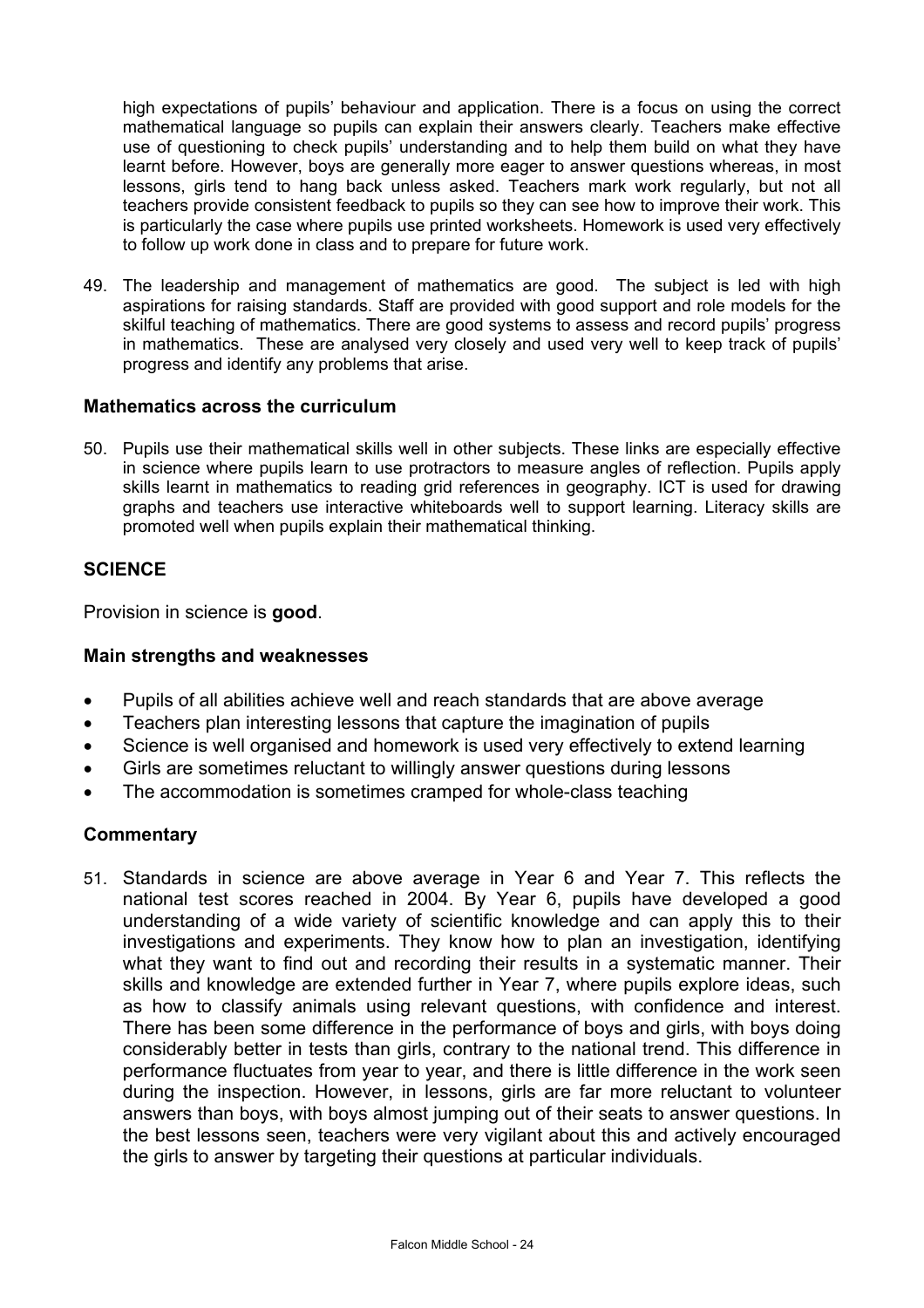high expectations of pupils' behaviour and application. There is a focus on using the correct mathematical language so pupils can explain their answers clearly. Teachers make effective use of questioning to check pupils' understanding and to help them build on what they have learnt before. However, boys are generally more eager to answer questions whereas, in most lessons, girls tend to hang back unless asked. Teachers mark work regularly, but not all teachers provide consistent feedback to pupils so they can see how to improve their work. This is particularly the case where pupils use printed worksheets. Homework is used very effectively to follow up work done in class and to prepare for future work.

49. The leadership and management of mathematics are good. The subject is led with high aspirations for raising standards. Staff are provided with good support and role models for the skilful teaching of mathematics. There are good systems to assess and record pupils' progress in mathematics. These are analysed very closely and used very well to keep track of pupils' progress and identify any problems that arise.

### Mathematics across the curriculum

50. Pupils use their mathematical skills well in other subjects. These links are especially effective in science where pupils learn to use protractors to measure angles of reflection. Pupils apply skills learnt in mathematics to reading grid references in geography. ICT is used for drawing graphs and teachers use interactive whiteboards well to support learning. Literacy skills are promoted well when pupils explain their mathematical thinking.

## SCIENCE

Provision in science is **good**.

### Main strengths and weaknesses

- Pupils of all abilities achieve well and reach standards that are above average
- Teachers plan interesting lessons that capture the imagination of pupils
- Science is well organised and homework is used very effectively to extend learning
- Girls are sometimes reluctant to willingly answer questions during lessons
- The accommodation is sometimes cramped for whole-class teaching

### Commentary

51. Standards in science are above average in Year 6 and Year 7. This reflects the national test scores reached in 2004. By Year 6, pupils have developed a good understanding of a wide variety of scientific knowledge and can apply this to their investigations and experiments. They know how to plan an investigation, identifying what they want to find out and recording their results in a systematic manner. Their skills and knowledge are extended further in Year 7, where pupils explore ideas, such as how to classify animals using relevant questions, with confidence and interest. There has been some difference in the performance of boys and girls, with boys doing considerably better in tests than girls, contrary to the national trend. This difference in performance fluctuates from year to year, and there is little difference in the work seen during the inspection. However, in lessons, girls are far more reluctant to volunteer answers than boys, with boys almost jumping out of their seats to answer questions. In the best lessons seen, teachers were very vigilant about this and actively encouraged the girls to answer by targeting their questions at particular individuals.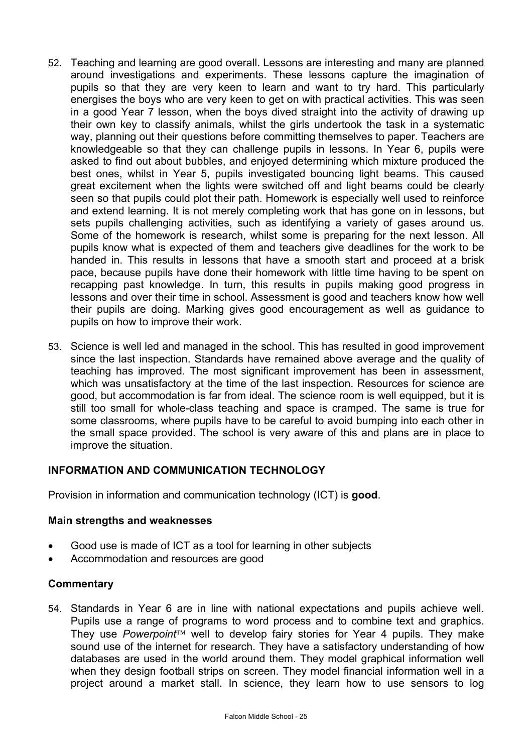52. Teaching and learning are good overall. Lessons are interesting and many are planned around investigations and experiments. These lessons capture the imagination of pupils so that they are very keen to learn and want to try hard. This particularly energises the boys who are very keen to get on with practical activities. This was seen in a good Year 7 lesson, when the boys dived straight into the activity of drawing up their own key to classify animals, whilst the girls undertook the task in a systematic way, planning out their questions before committing themselves to paper. Teachers are knowledgeable so that they can challenge pupils in lessons. In Year 6, pupils were asked to find out about bubbles, and enjoyed determining which mixture produced the best ones, whilst in Year 5, pupils investigated bouncing light beams. This caused great excitement when the lights were switched off and light beams could be clearly seen so that pupils could plot their path. Homework is especially well used to reinforce and extend learning. It is not merely completing work that has gone on in lessons, but sets pupils challenging activities, such as identifying a variety of gases around us. Some of the homework is research, whilst some is preparing for the next lesson. All pupils know what is expected of them and teachers give deadlines for the work to be handed in. This results in lessons that have a smooth start and proceed at a brisk pace, because pupils have done their homework with little time having to be spent on recapping past knowledge. In turn, this results in pupils making good progress in lessons and over their time in school. Assessment is good and teachers know how well their pupils are doing. Marking gives good encouragement as well as guidance to pupils on how to improve their work.

53. Science is well led and managed in the school. This has resulted in good improvement since the last inspection. Standards have remained above average and the quality of teaching has improved. The most significant improvement has been in assessment, which was unsatisfactory at the time of the last inspection. Resources for science are good, but accommodation is far from ideal. The science room is well equipped, but it is still too small for whole-class teaching and space is cramped. The same is true for some classrooms, where pupils have to be careful to avoid bumping into each other in the small space provided. The school is very aware of this and plans are in place to improve the situation.

## INFORMATION AND COMMUNICATION TECHNOLOGY

Provision in information and communication technology (ICT) is **good**.

### Main strengths and weaknesses

- Good use is made of ICT as a tool for learning in other subjects
- Accommodation and resources are good

### Commentary

54. Standards in Year 6 are in line with national expectations and pupils achieve well. Pupils use a range of programs to word process and to combine text and graphics. They use *Powerpoint*™ well to develop fairy stories for Year 4 pupils. They make sound use of the internet for research. They have a satisfactory understanding of how databases are used in the world around them. They model graphical information well when they design football strips on screen. They model financial information well in a project around a market stall. In science, they learn how to use sensors to log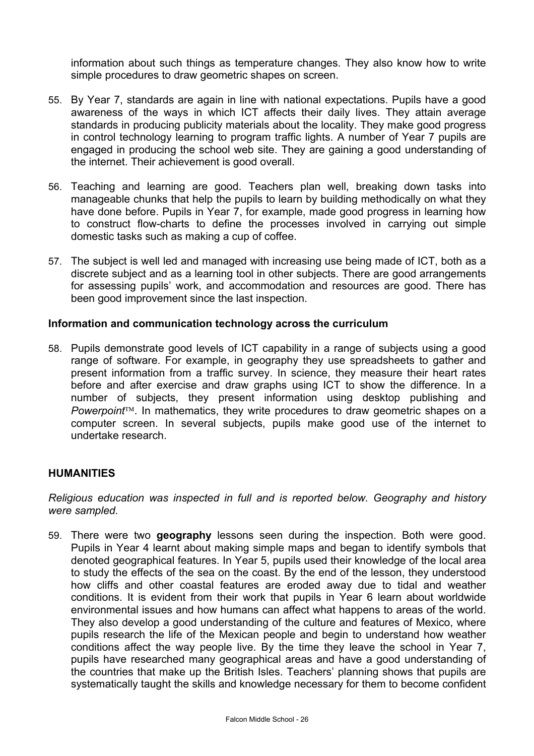information about such things as temperature changes. They also know how to write simple procedures to draw geometric shapes on screen.

55. By Year 7, standards are again in line with national expectations. Pupils have a good awareness of the ways in which ICT affects their daily lives. They attain average standards in producing publicity materials about the locality. They make good progress in control technology learning to program traffic lights. A number of Year 7 pupils are engaged in producing the school web site. They are gaining a good understanding of the internet. Their achievement is good overall.

56. Teaching and learning are good. Teachers plan well, breaking down tasks into manageable chunks that help the pupils to learn by building methodically on what they have done before. Pupils in Year 7, for example, made good progress in learning how to construct flow-charts to define the processes involved in carrying out simple domestic tasks such as making a cup of coffee.

57. The subject is well led and managed with increasing use being made of ICT, both as a discrete subject and as a learning tool in other subjects. There are good arrangements for assessing pupils' work, and accommodation and resources are good. There has been good improvement since the last inspection.

**Information and communication technology across the curriculum**

58. Pupils demonstrate good levels of ICT capability in a range of subjects using a good range of software. For example, in geography they use spreadsheets to gather and present information from a traffic survey. In science, they measure their heart rates before and after exercise and draw graphs using ICT to show the difference. In a number of subjects, they present information using desktop publishing and *Powerpoint*™. In mathematics, they write procedures to draw geometric shapes on a computer screen. In several subjects, pupils make good use of the internet to undertake research.

## HUMANITIES

*Religious education was inspected in full and is reported below. Geography and history were sampled.*

59. There were two **geography** lessons seen during the inspection. Both were good. Pupils in Year 4 learnt about making simple maps and began to identify symbols that denoted geographical features. In Year 5, pupils used their knowledge of the local area to study the effects of the sea on the coast. By the end of the lesson, they understood how cliffs and other coastal features are eroded away due to tidal and weather conditions. It is evident from their work that pupils in Year 6 learn about worldwide environmental issues and how humans can affect what happens to areas of the world. They also develop a good understanding of the culture and features of Mexico, where pupils research the life of the Mexican people and begin to understand how weather conditions affect the way people live. By the time they leave the school in Year 7, pupils have researched many geographical areas and have a good understanding of the countries that make up the British Isles. Teachers' planning shows that pupils are systematically taught the skills and knowledge necessary for them to become confident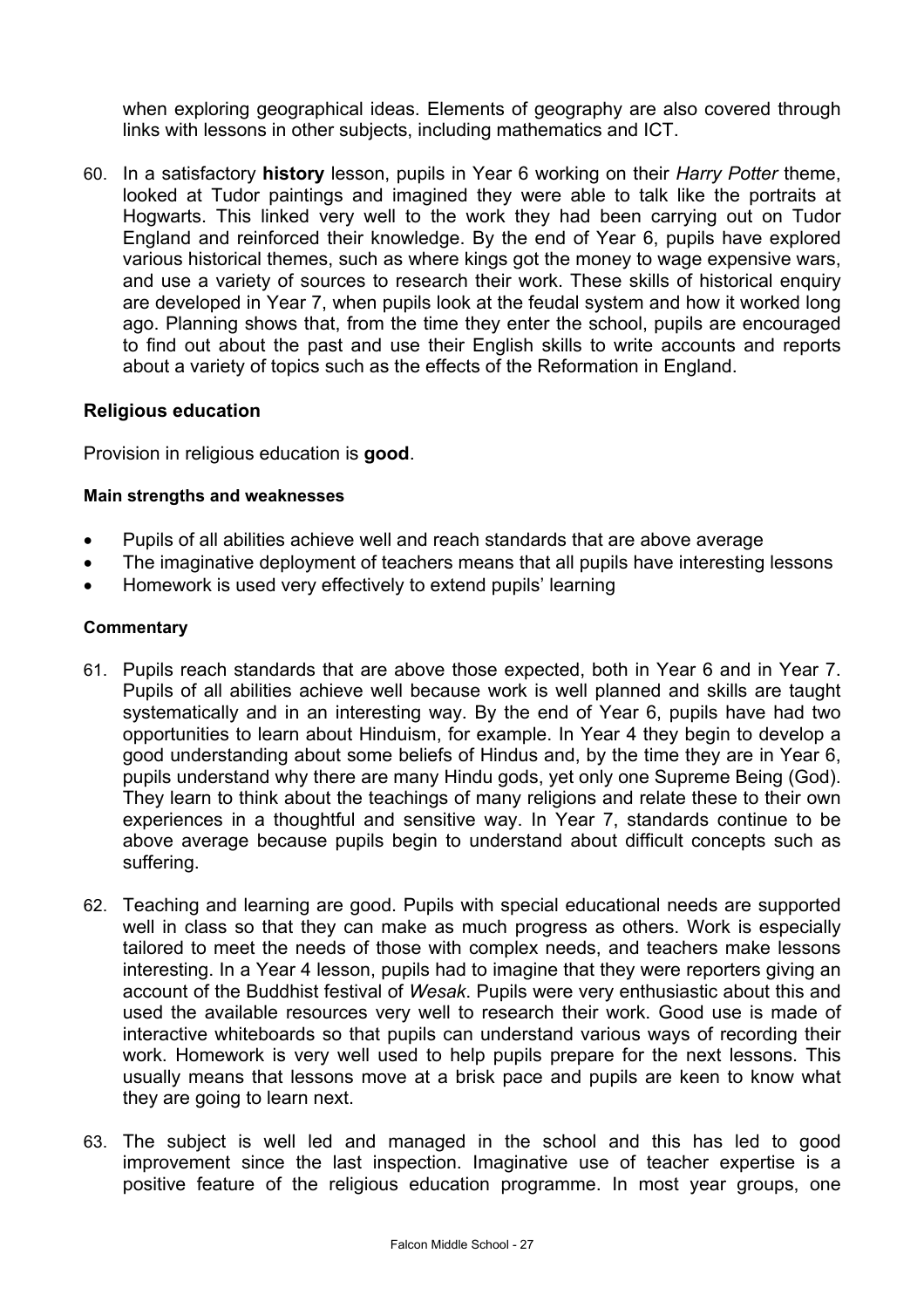when exploring geographical ideas. Elements of geography are also covered through links with lessons in other subjects, including mathematics and ICT.

60. In a satisfactory **history** lesson, pupils in Year 6 working on their *Harry Potter* theme, looked at Tudor paintings and imagined they were able to talk like the portraits at Hogwarts. This linked very well to the work they had been carrying out on Tudor England and reinforced their knowledge. By the end of Year 6, pupils have explored various historical themes, such as where kings got the money to wage expensive wars, and use a variety of sources to research their work. These skills of historical enquiry are developed in Year 7, when pupils look at the feudal system and how it worked long ago. Planning shows that, from the time they enter the school, pupils are encouraged to find out about the past and use their English skills to write accounts and reports about a variety of topics such as the effects of the Reformation in England.

## Religious education

Provision in religious education is **good**.

#### Main strengths and weaknesses

- Pupils of all abilities achieve well and reach standards that are above average
- The imaginative deployment of teachers means that all pupils have interesting lessons
- Homework is used very effectively to extend pupils' learning

#### Commentary

61. Pupils reach standards that are above those expected, both in Year 6 and in Year 7. Pupils of all abilities achieve well because work is well planned and skills are taught systematically and in an interesting way. By the end of Year 6, pupils have had two opportunities to learn about Hinduism, for example. In Year 4 they begin to develop a good understanding about some beliefs of Hindus and, by the time they are in Year 6, pupils understand why there are many Hindu gods, yet only one Supreme Being (God). They learn to think about the teachings of many religions and relate these to their own experiences in a thoughtful and sensitive way. In Year 7, standards continue to be above average because pupils begin to understand about difficult concepts such as suffering.

62. Teaching and learning are good. Pupils with special educational needs are supported well in class so that they can make as much progress as others. Work is especially tailored to meet the needs of those with complex needs, and teachers make lessons interesting. In a Year 4 lesson, pupils had to imagine that they were reporters giving an account of the Buddhist festival of *Wesak*. Pupils were very enthusiastic about this and used the available resources very well to research their work. Good use is made of interactive whiteboards so that pupils can understand various ways of recording their work. Homework is very well used to help pupils prepare for the next lessons. This usually means that lessons move at a brisk pace and pupils are keen to know what they are going to learn next.

63. The subject is well led and managed in the school and this has led to good improvement since the last inspection. Imaginative use of teacher expertise is a positive feature of the religious education programme. In most year groups, one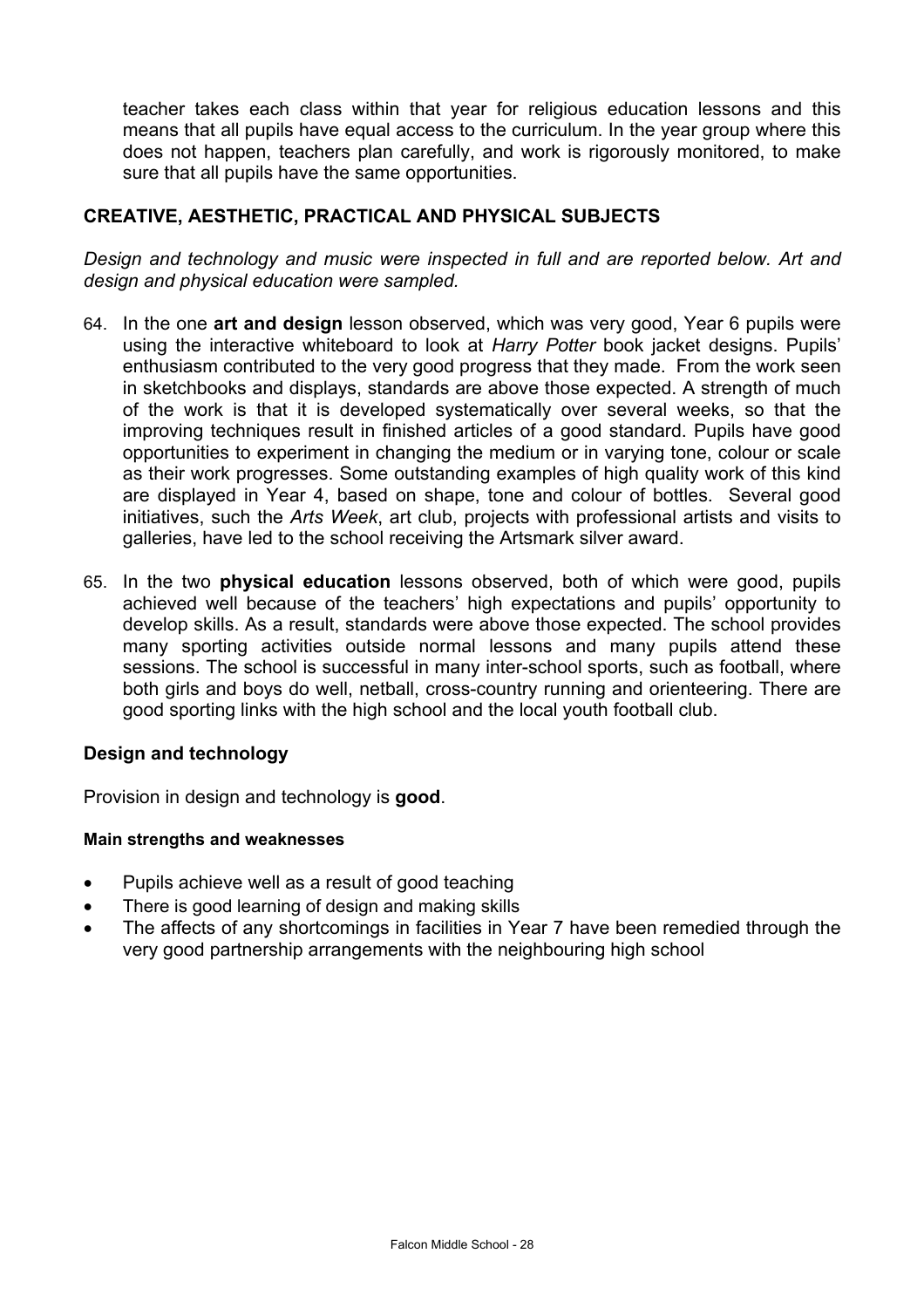teacher takes each class within that year for religious education lessons and this means that all pupils have equal access to the curriculum. In the year group where this does not happen, teachers plan carefully, and work is rigorously monitored, to make sure that all pupils have the same opportunities.

## CREATIVE, AESTHETIC, PRACTICAL AND PHYSICAL SUBJECTS

*Design and technology and music were inspected in full and are reported below. Art and design and physical education were sampled.*

64. In the one **art and design** lesson observed, which was very good, Year 6 pupils were using the interactive whiteboard to look at *Harry Potter* book jacket designs. Pupils' enthusiasm contributed to the very good progress that they made. From the work seen in sketchbooks and displays, standards are above those expected. A strength of much of the work is that it is developed systematically over several weeks, so that the improving techniques result in finished articles of a good standard. Pupils have good opportunities to experiment in changing the medium or in varying tone, colour or scale as their work progresses. Some outstanding examples of high quality work of this kind are displayed in Year 4, based on shape, tone and colour of bottles. Several good initiatives, such the *Arts Week*, art club, projects with professional artists and visits to galleries, have led to the school receiving the Artsmark silver award.

65. In the two **physical education** lessons observed, both of which were good, pupils achieved well because of the teachers' high expectations and pupils' opportunity to develop skills. As a result, standards were above those expected. The school provides many sporting activities outside normal lessons and many pupils attend these sessions. The school is successful in many inter-school sports, such as football, where both girls and boys do well, netball, cross-country running and orienteering. There are good sporting links with the high school and the local youth football club.

### Design and technology

Provision in design and technology is **good**.

#### Main strengths and weaknesses

- Pupils achieve well as a result of good teaching
- There is good learning of design and making skills
- The affects of any shortcomings in facilities in Year 7 have been remedied through the very good partnership arrangements with the neighbouring high school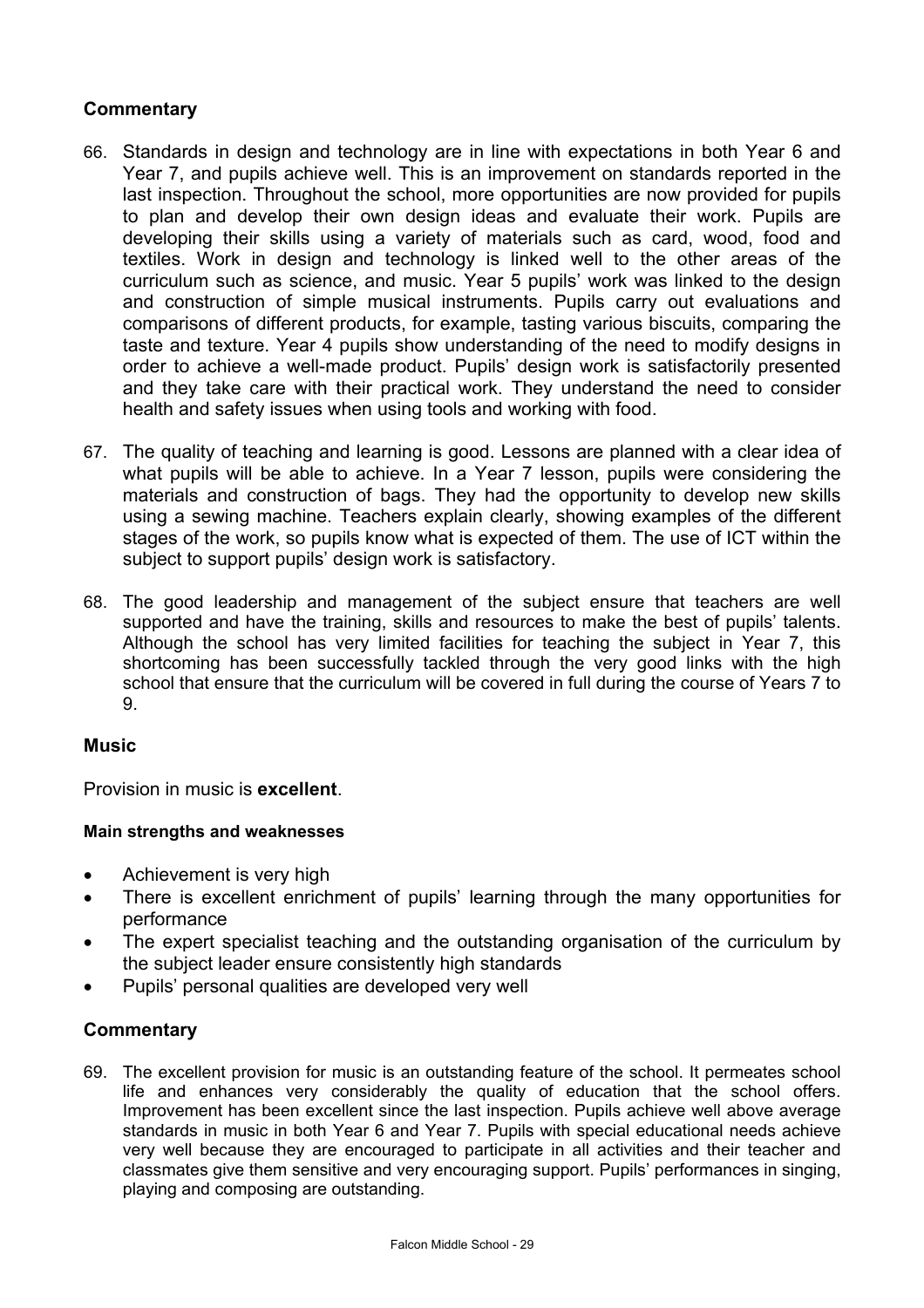## Commentary

66. Standards in design and technology are in line with expectations in both Year 6 and Year 7, and pupils achieve well. This is an improvement on standards reported in the last inspection. Throughout the school, more opportunities are now provided for pupils to plan and develop their own design ideas and evaluate their work. Pupils are developing their skills using a variety of materials such as card, wood, food and textiles. Work in design and technology is linked well to the other areas of the curriculum such as science, and music. Year 5 pupils' work was linked to the design and construction of simple musical instruments. Pupils carry out evaluations and comparisons of different products, for example, tasting various biscuits, comparing the taste and texture. Year 4 pupils show understanding of the need to modify designs in order to achieve a well-made product. Pupils' design work is satisfactorily presented and they take care with their practical work. They understand the need to consider health and safety issues when using tools and working with food.

67. The quality of teaching and learning is good. Lessons are planned with a clear idea of what pupils will be able to achieve. In a Year 7 lesson, pupils were considering the materials and construction of bags. They had the opportunity to develop new skills using a sewing machine. Teachers explain clearly, showing examples of the different stages of the work, so pupils know what is expected of them. The use of ICT within the subject to support pupils' design work is satisfactory.

68. The good leadership and management of the subject ensure that teachers are well supported and have the training, skills and resources to make the best of pupils' talents. Although the school has very limited facilities for teaching the subject in Year 7, this shortcoming has been successfully tackled through the very good links with the high school that ensure that the curriculum will be covered in full during the course of Years 7 to 9.

## Music

Provision in music is **excellent**.

#### Main strengths and weaknesses

- Achievement is very high
- There is excellent enrichment of pupils' learning through the many opportunities for performance
- The expert specialist teaching and the outstanding organisation of the curriculum by the subject leader ensure consistently high standards
- Pupils' personal qualities are developed very well

## Commentary

69. The excellent provision for music is an outstanding feature of the school. It permeates school life and enhances very considerably the quality of education that the school offers. Improvement has been excellent since the last inspection. Pupils achieve well above average standards in music in both Year 6 and Year 7. Pupils with special educational needs achieve very well because they are encouraged to participate in all activities and their teacher and classmates give them sensitive and very encouraging support. Pupils' performances in singing, playing and composing are outstanding.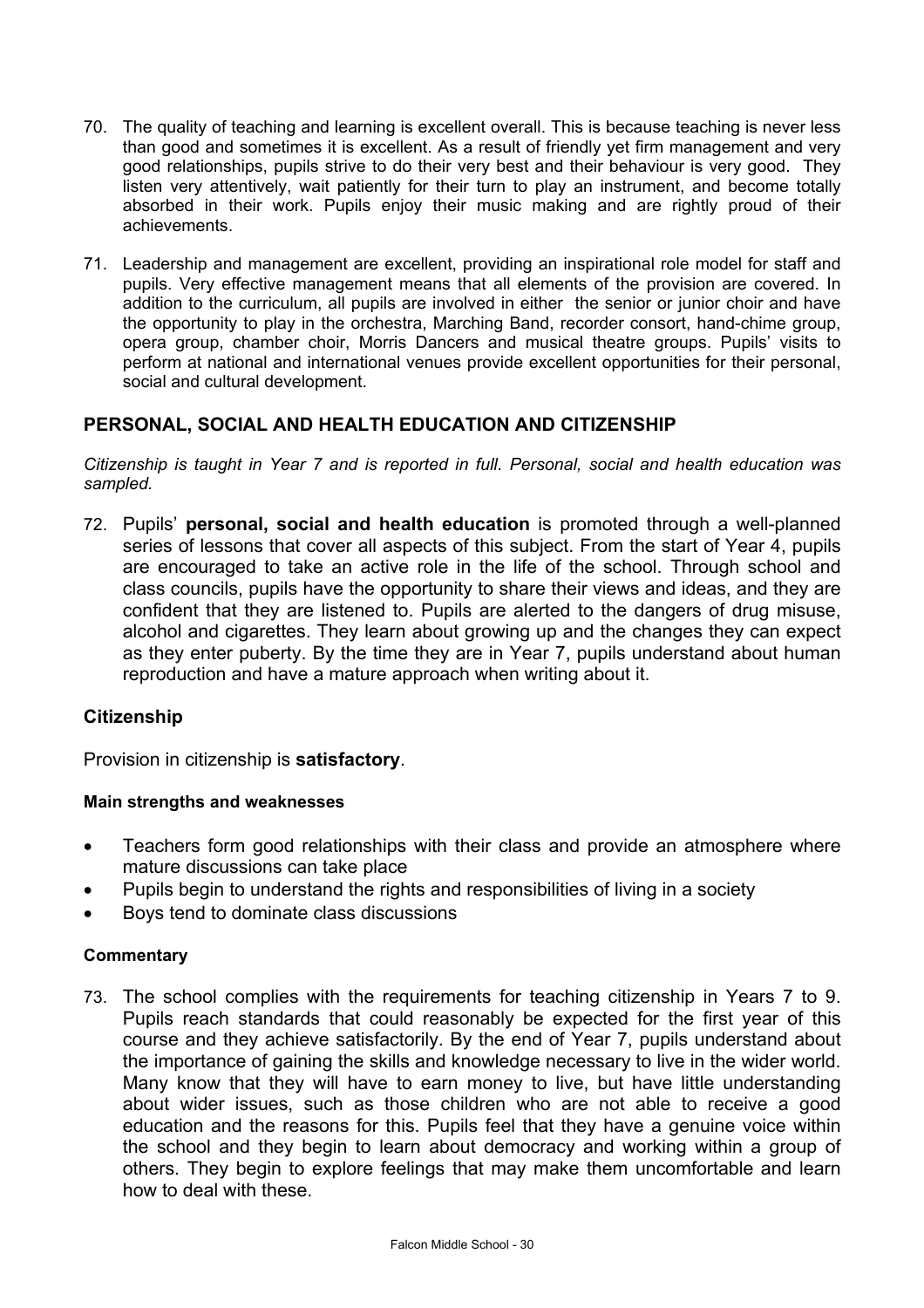70. The quality of teaching and learning is excellent overall. This is because teaching is never less than good and sometimes it is excellent. As a result of friendly yet firm management and very good relationships, pupils strive to do their very best and their behaviour is very good. They listen very attentively, wait patiently for their turn to play an instrument, and become totally absorbed in their work. Pupils enjoy their music making and are rightly proud of their achievements.

71. Leadership and management are excellent, providing an inspirational role model for staff and pupils. Very effective management means that all elements of the provision are covered. In addition to the curriculum, all pupils are involved in either the senior or junior choir and have the opportunity to play in the orchestra, Marching Band, recorder consort, hand-chime group, opera group, chamber choir, Morris Dancers and musical theatre groups. Pupils' visits to perform at national and international venues provide excellent opportunities for their personal, social and cultural development.

## PERSONAL, SOCIAL AND HEALTH EDUCATION AND CITIZENSHIP

*Citizenship is taught in Year 7 and is reported in full. Personal, social and health education was sampled.*

72. Pupils' **personal, social and health education** is promoted through a well-planned series of lessons that cover all aspects of this subject. From the start of Year 4, pupils are encouraged to take an active role in the life of the school. Through school and class councils, pupils have the opportunity to share their views and ideas, and they are confident that they are listened to. Pupils are alerted to the dangers of drug misuse, alcohol and cigarettes. They learn about growing up and the changes they can expect as they enter puberty. By the time they are in Year 7, pupils understand about human reproduction and have a mature approach when writing about it.

### Citizenship

Provision in citizenship is **satisfactory**.

#### Main strengths and weaknesses

- Teachers form good relationships with their class and provide an atmosphere where mature discussions can take place
- Pupils begin to understand the rights and responsibilities of living in a society
- Boys tend to dominate class discussions

#### Commentary

73. The school complies with the requirements for teaching citizenship in Years 7 to 9. Pupils reach standards that could reasonably be expected for the first year of this course and they achieve satisfactorily. By the end of Year 7, pupils understand about the importance of gaining the skills and knowledge necessary to live in the wider world. Many know that they will have to earn money to live, but have little understanding about wider issues, such as those children who are not able to receive a good education and the reasons for this. Pupils feel that they have a genuine voice within the school and they begin to learn about democracy and working within a group of others. They begin to explore feelings that may make them uncomfortable and learn how to deal with these.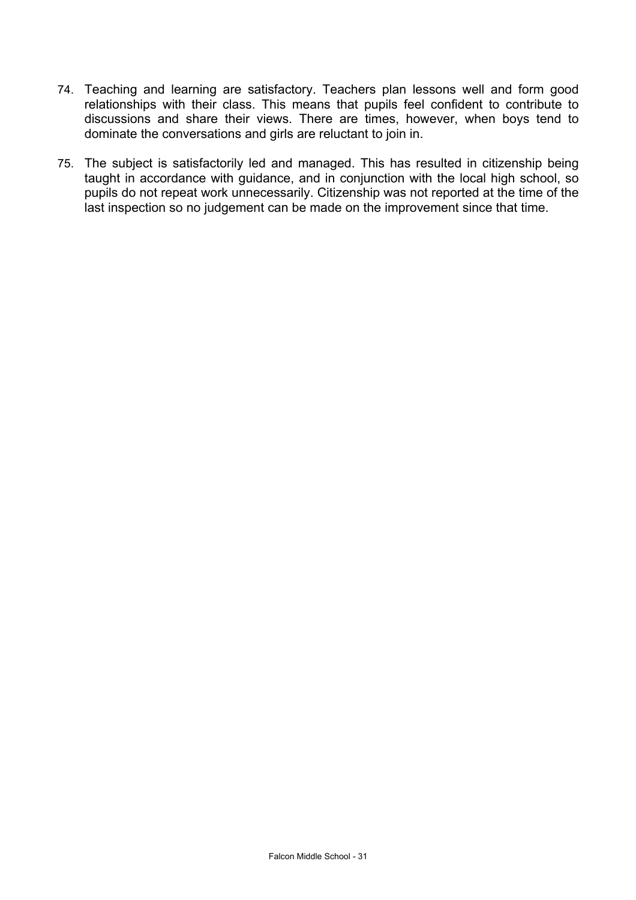74. Teaching and learning are satisfactory. Teachers plan lessons well and form good relationships with their class. This means that pupils feel confident to contribute to discussions and share their views. There are times, however, when boys tend to dominate the conversations and girls are reluctant to join in.

75. The subject is satisfactorily led and managed. This has resulted in citizenship being taught in accordance with guidance, and in conjunction with the local high school, so pupils do not repeat work unnecessarily. Citizenship was not reported at the time of the last inspection so no judgement can be made on the improvement since that time.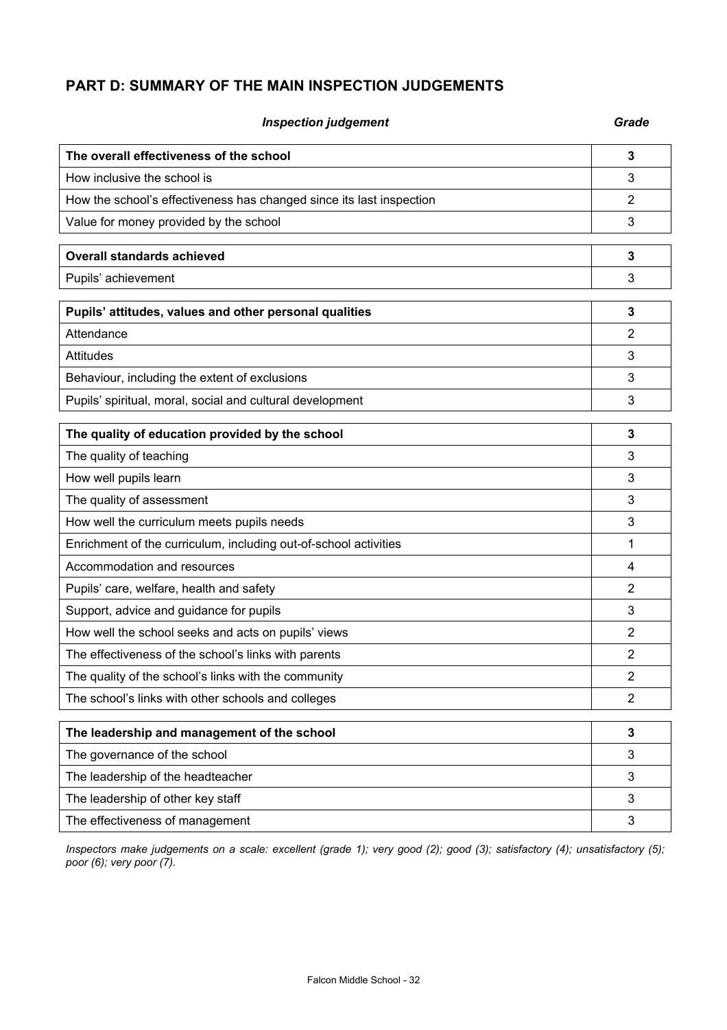## PART D: SUMMARY OF THE MAIN INSPECTION JUDGEMENTS

| *Inspection judgement* | *Grade* |
|---|---|
| **The overall effectiveness of the school** | **3** |
| How inclusive the school is | 3 |
| How the school's effectiveness has changed since its last inspection | 2 |
| Value for money provided by the school | 3 |
| **Overall standards achieved** | **3** |
| Pupils' achievement | 3 |
| **Pupils' attitudes, values and other personal qualities** | **3** |
| Attendance | 2 |
| Attitudes | 3 |
| Behaviour, including the extent of exclusions | 3 |
| Pupils' spiritual, moral, social and cultural development | 3 |
| **The quality of education provided by the school** | **3** |
| The quality of teaching | 3 |
| How well pupils learn | 3 |
| The quality of assessment | 3 |
| How well the curriculum meets pupils needs | 3 |
| Enrichment of the curriculum, including out-of-school activities | 1 |
| Accommodation and resources | 4 |
| Pupils' care, welfare, health and safety | 2 |
| Support, advice and guidance for pupils | 3 |
| How well the school seeks and acts on pupils' views | 2 |
| The effectiveness of the school's links with parents | 2 |
| The quality of the school's links with the community | 2 |
| The school's links with other schools and colleges | 2 |
| **The leadership and management of the school** | **3** |
| The governance of the school | 3 |
| The leadership of the headteacher | 3 |
| The leadership of other key staff | 3 |
| The effectiveness of management | 3 |

*Inspectors make judgements on a scale: excellent (grade 1); very good (2); good (3); satisfactory (4); unsatisfactory (5); poor (6); very poor (7).*